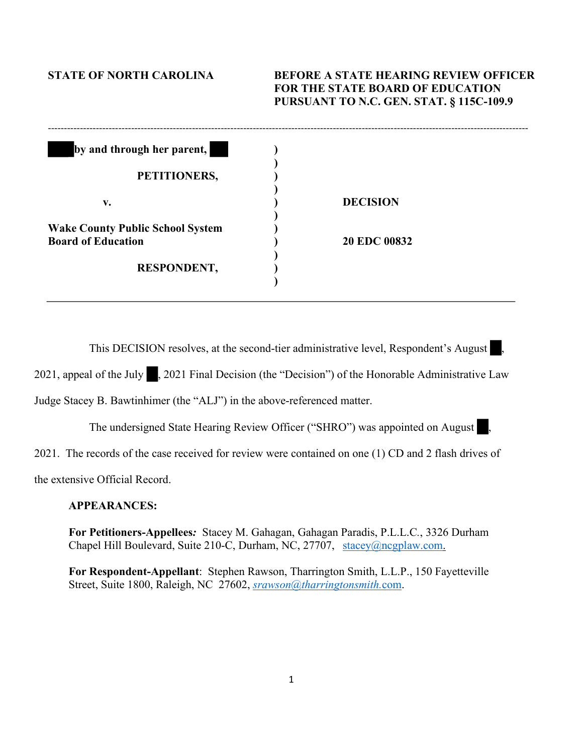**STATE OF NORTH CAROLINA**

**BEFORE A STATE HEARING REVIEW OFFICER FOR THE STATE BOARD OF EDUCATION PURSUANT TO N.C. GEN. STAT. § 115C-109.9**

---

| | | |
|---|---|---|
| **█ by and through her parent, █** | ) | |
| | ) | |
| **PETITIONERS,** | ) | |
| | ) | |
| **v.** | ) | **DECISION** |
| | ) | |
| **Wake County Public School System Board of Education** | ) | **20 EDC 00832** |
| | ) | |
| **RESPONDENT,** | ) | |
| | ) | |

---

This DECISION resolves, at the second-tier administrative level, Respondent's August █, 2021, appeal of the July █, 2021 Final Decision (the "Decision") of the Honorable Administrative Law Judge Stacey B. Bawtinhimer (the "ALJ") in the above-referenced matter.

The undersigned State Hearing Review Officer ("SHRO") was appointed on August █, 2021. The records of the case received for review were contained on one (1) CD and 2 flash drives of the extensive Official Record.

**APPEARANCES:**

**For Petitioners-Appellees*:*** Stacey M. Gahagan, Gahagan Paradis, P.L.L.C., 3326 Durham Chapel Hill Boulevard, Suite 210-C, Durham, NC, 27707, stacey@ncgplaw.com.

**For Respondent-Appellant**: Stephen Rawson, Tharrington Smith, L.L.P., 150 Fayetteville Street, Suite 1800, Raleigh, NC 27602, *srawson@tharringtonsmith.*com.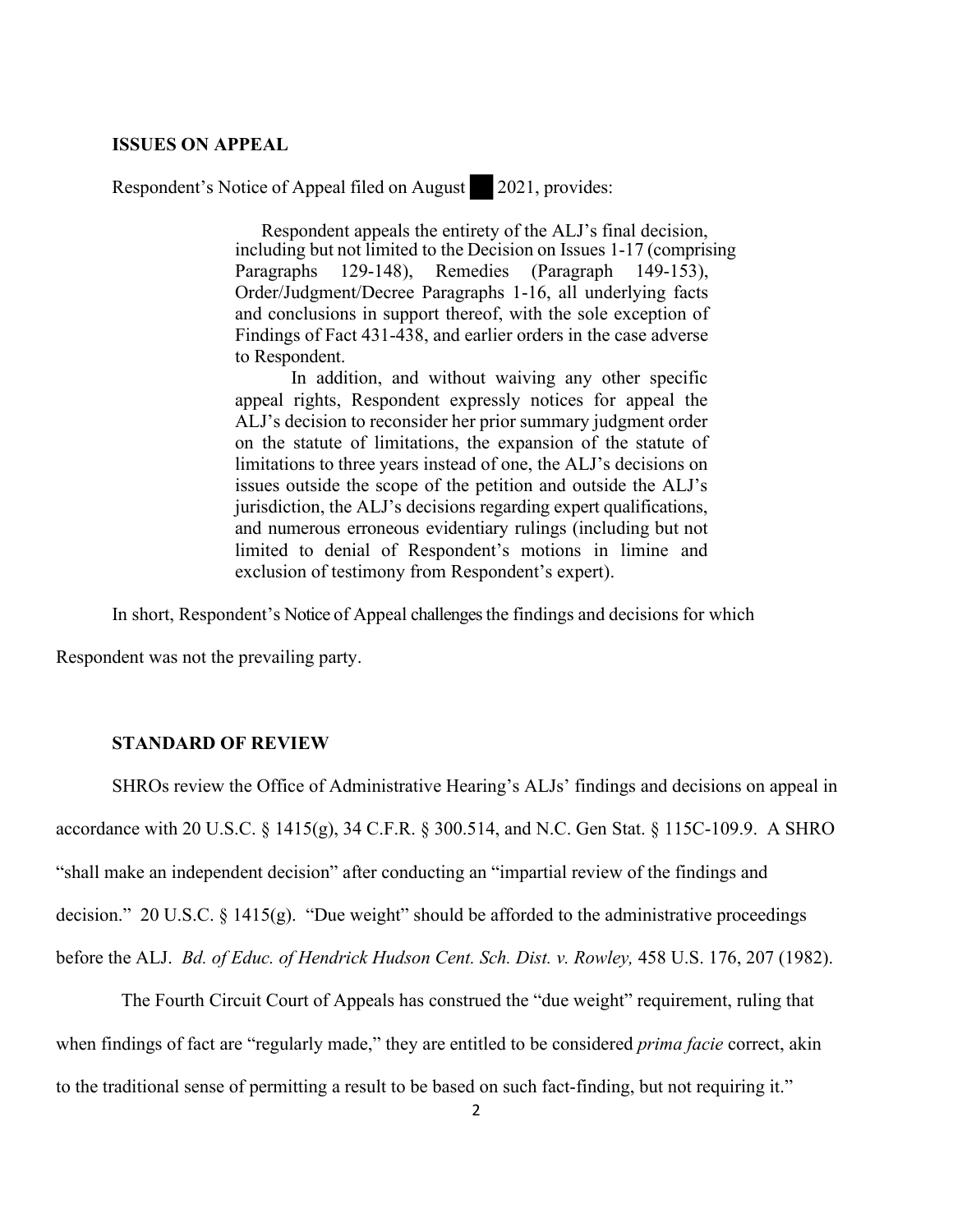**ISSUES ON APPEAL**

Respondent's Notice of Appeal filed on August ██ 2021, provides:

> Respondent appeals the entirety of the ALJ's final decision, including but not limited to the Decision on Issues 1-17 (comprising Paragraphs 129-148), Remedies (Paragraph 149-153), Order/Judgment/Decree Paragraphs 1-16, all underlying facts and conclusions in support thereof, with the sole exception of Findings of Fact 431-438, and earlier orders in the case adverse to Respondent.
>
> In addition, and without waiving any other specific appeal rights, Respondent expressly notices for appeal the ALJ's decision to reconsider her prior summary judgment order on the statute of limitations, the expansion of the statute of limitations to three years instead of one, the ALJ's decisions on issues outside the scope of the petition and outside the ALJ's jurisdiction, the ALJ's decisions regarding expert qualifications, and numerous erroneous evidentiary rulings (including but not limited to denial of Respondent's motions in limine and exclusion of testimony from Respondent's expert).

In short, Respondent's Notice of Appeal challenges the findings and decisions for which Respondent was not the prevailing party.

**STANDARD OF REVIEW**

SHROs review the Office of Administrative Hearing's ALJs' findings and decisions on appeal in accordance with 20 U.S.C. § 1415(g), 34 C.F.R. § 300.514, and N.C. Gen Stat. § 115C-109.9. A SHRO "shall make an independent decision" after conducting an "impartial review of the findings and decision." 20 U.S.C. § 1415(g). "Due weight" should be afforded to the administrative proceedings before the ALJ. *Bd. of Educ. of Hendrick Hudson Cent. Sch. Dist. v. Rowley,* 458 U.S. 176, 207 (1982).

The Fourth Circuit Court of Appeals has construed the "due weight" requirement, ruling that when findings of fact are "regularly made," they are entitled to be considered *prima facie* correct, akin to the traditional sense of permitting a result to be based on such fact-finding, but not requiring it."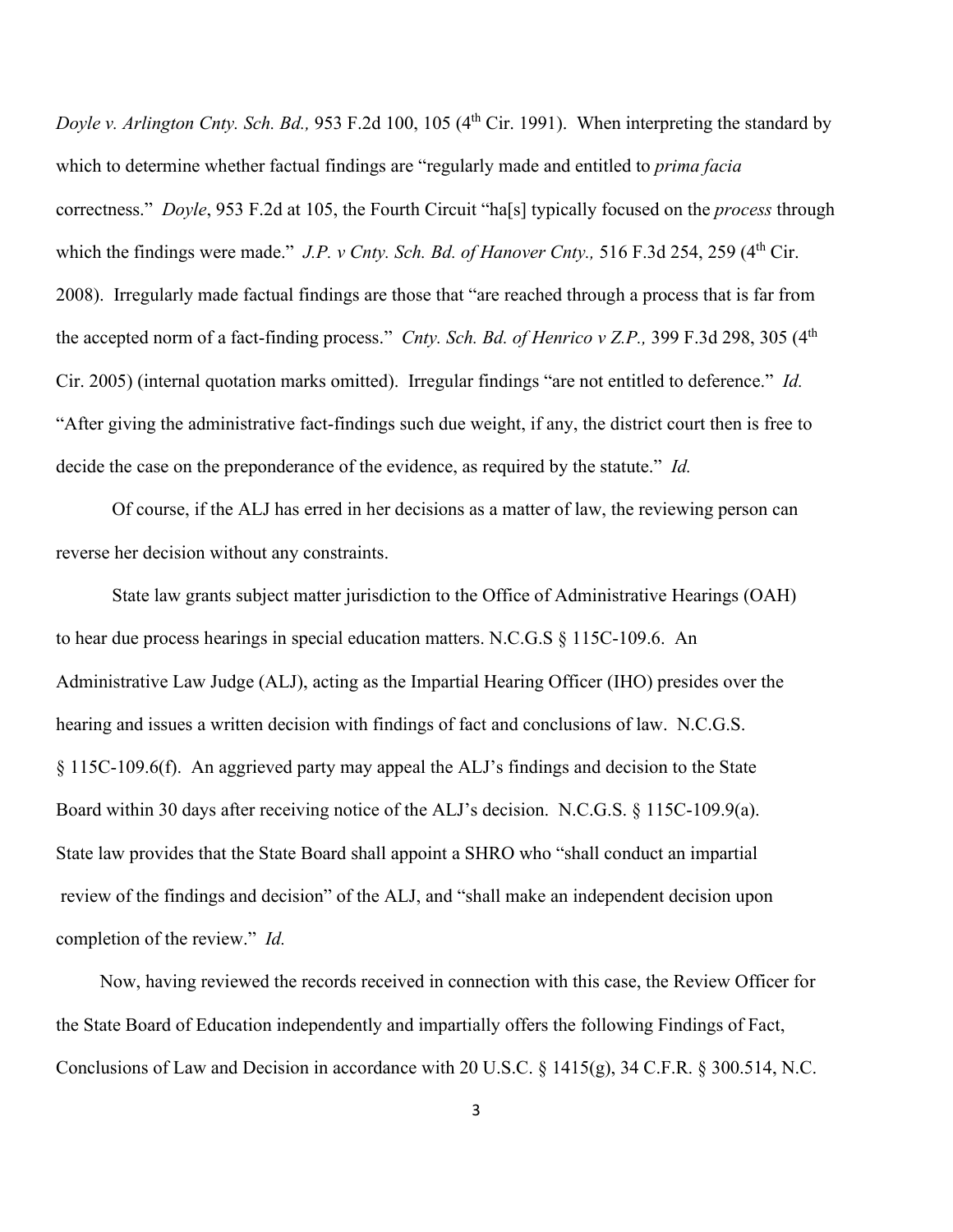*Doyle v. Arlington Cnty. Sch. Bd.,* 953 F.2d 100, 105 (4th Cir. 1991). When interpreting the standard by which to determine whether factual findings are "regularly made and entitled to *prima facia* correctness." *Doyle*, 953 F.2d at 105, the Fourth Circuit "ha[s] typically focused on the *process* through which the findings were made." *J.P. v Cnty. Sch. Bd. of Hanover Cnty.,* 516 F.3d 254, 259 (4th Cir. 2008). Irregularly made factual findings are those that "are reached through a process that is far from the accepted norm of a fact-finding process." *Cnty. Sch. Bd. of Henrico v Z.P.,* 399 F.3d 298, 305 (4th Cir. 2005) (internal quotation marks omitted). Irregular findings "are not entitled to deference." *Id.* "After giving the administrative fact-findings such due weight, if any, the district court then is free to decide the case on the preponderance of the evidence, as required by the statute." *Id.*

Of course, if the ALJ has erred in her decisions as a matter of law, the reviewing person can reverse her decision without any constraints.

State law grants subject matter jurisdiction to the Office of Administrative Hearings (OAH) to hear due process hearings in special education matters. N.C.G.S § 115C-109.6. An Administrative Law Judge (ALJ), acting as the Impartial Hearing Officer (IHO) presides over the hearing and issues a written decision with findings of fact and conclusions of law. N.C.G.S. § 115C-109.6(f). An aggrieved party may appeal the ALJ's findings and decision to the State Board within 30 days after receiving notice of the ALJ's decision. N.C.G.S. § 115C-109.9(a). State law provides that the State Board shall appoint a SHRO who "shall conduct an impartial review of the findings and decision" of the ALJ, and "shall make an independent decision upon completion of the review." *Id.*

Now, having reviewed the records received in connection with this case, the Review Officer for the State Board of Education independently and impartially offers the following Findings of Fact, Conclusions of Law and Decision in accordance with 20 U.S.C. § 1415(g), 34 C.F.R. § 300.514, N.C.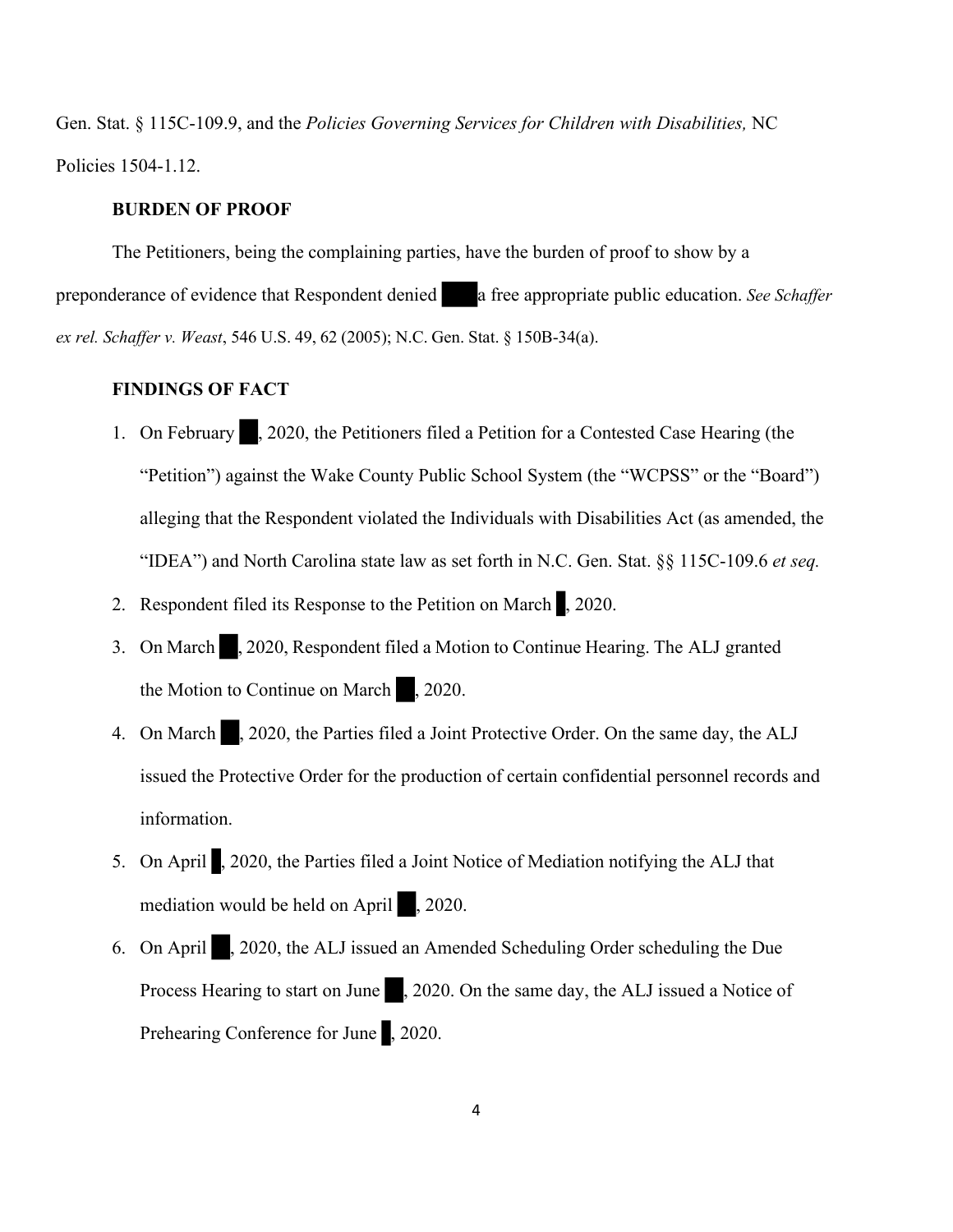Gen. Stat. § 115C-109.9, and the *Policies Governing Services for Children with Disabilities,* NC Policies 1504-1.12.

**BURDEN OF PROOF**

The Petitioners, being the complaining parties, have the burden of proof to show by a preponderance of evidence that Respondent denied ███ a free appropriate public education. *See Schaffer ex rel. Schaffer v. Weast*, 546 U.S. 49, 62 (2005); N.C. Gen. Stat. § 150B-34(a).

**FINDINGS OF FACT**

1. On February ██, 2020, the Petitioners filed a Petition for a Contested Case Hearing (the "Petition") against the Wake County Public School System (the "WCPSS" or the "Board") alleging that the Respondent violated the Individuals with Disabilities Act (as amended, the "IDEA") and North Carolina state law as set forth in N.C. Gen. Stat. §§ 115C-109.6 *et seq.*
2. Respondent filed its Response to the Petition on March █, 2020.
3. On March ██, 2020, Respondent filed a Motion to Continue Hearing. The ALJ granted the Motion to Continue on March ██, 2020.
4. On March ██, 2020, the Parties filed a Joint Protective Order. On the same day, the ALJ issued the Protective Order for the production of certain confidential personnel records and information.
5. On April █, 2020, the Parties filed a Joint Notice of Mediation notifying the ALJ that mediation would be held on April ██, 2020.
6. On April ██, 2020, the ALJ issued an Amended Scheduling Order scheduling the Due Process Hearing to start on June ██, 2020. On the same day, the ALJ issued a Notice of Prehearing Conference for June █, 2020.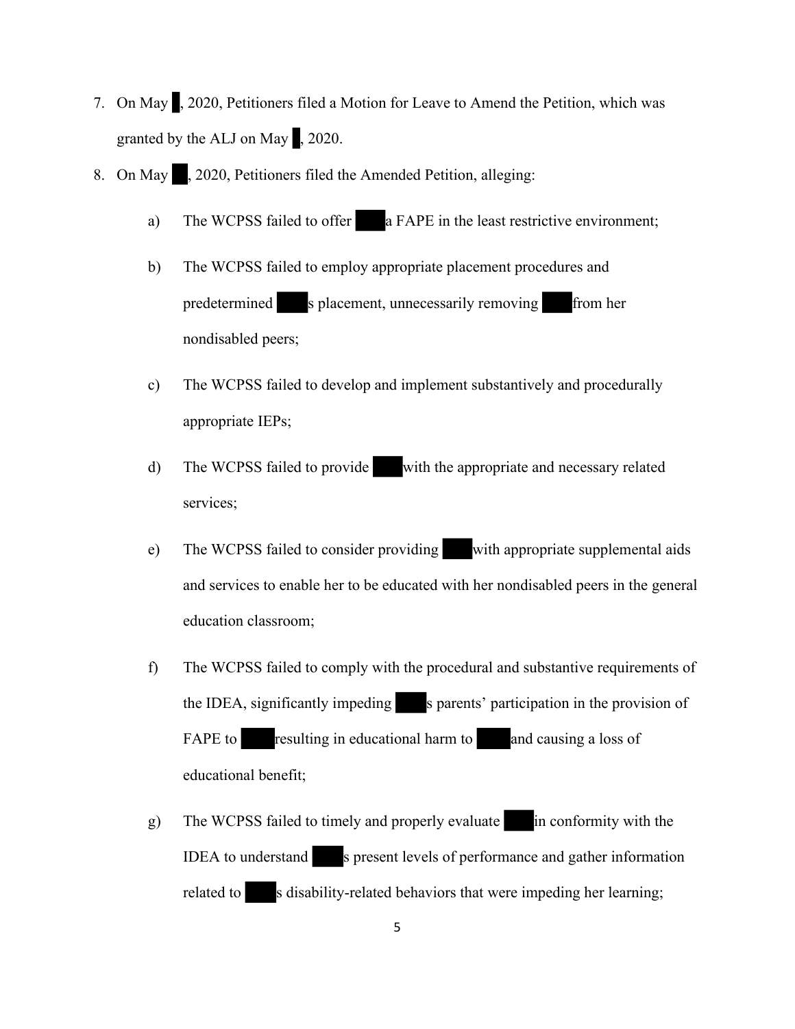7. On May █, 2020, Petitioners filed a Motion for Leave to Amend the Petition, which was granted by the ALJ on May █, 2020.

8. On May ██, 2020, Petitioners filed the Amended Petition, alleging:

    a) The WCPSS failed to offer ███ a FAPE in the least restrictive environment;

    b) The WCPSS failed to employ appropriate placement procedures and predetermined ███s placement, unnecessarily removing ███ from her nondisabled peers;

    c) The WCPSS failed to develop and implement substantively and procedurally appropriate IEPs;

    d) The WCPSS failed to provide ███ with the appropriate and necessary related services;

    e) The WCPSS failed to consider providing ███ with appropriate supplemental aids and services to enable her to be educated with her nondisabled peers in the general education classroom;

    f) The WCPSS failed to comply with the procedural and substantive requirements of the IDEA, significantly impeding ███s parents' participation in the provision of FAPE to ███ resulting in educational harm to ███ and causing a loss of educational benefit;

    g) The WCPSS failed to timely and properly evaluate ███ in conformity with the IDEA to understand ███s present levels of performance and gather information related to ███s disability-related behaviors that were impeding her learning;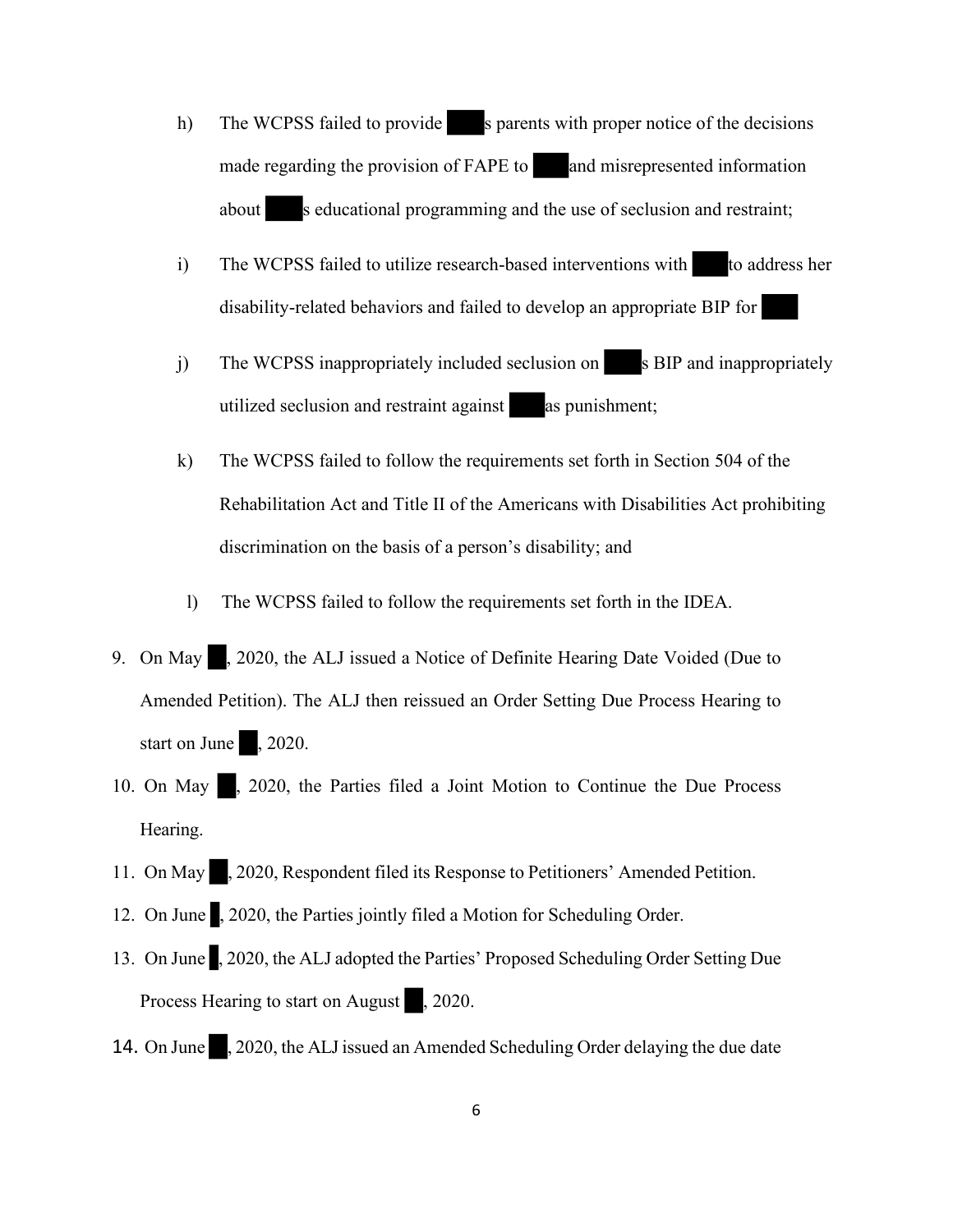h) The WCPSS failed to provide ███s parents with proper notice of the decisions made regarding the provision of FAPE to ███ and misrepresented information about ███s educational programming and the use of seclusion and restraint;

i) The WCPSS failed to utilize research-based interventions with ███ to address her disability-related behaviors and failed to develop an appropriate BIP for ███

j) The WCPSS inappropriately included seclusion on ███s BIP and inappropriately utilized seclusion and restraint against ███ as punishment;

k) The WCPSS failed to follow the requirements set forth in Section 504 of the Rehabilitation Act and Title II of the Americans with Disabilities Act prohibiting discrimination on the basis of a person's disability; and

l) The WCPSS failed to follow the requirements set forth in the IDEA.

9. On May ██, 2020, the ALJ issued a Notice of Definite Hearing Date Voided (Due to Amended Petition). The ALJ then reissued an Order Setting Due Process Hearing to start on June ██, 2020.
10. On May ██, 2020, the Parties filed a Joint Motion to Continue the Due Process Hearing.
11. On May ██, 2020, Respondent filed its Response to Petitioners' Amended Petition.
12. On June ██, 2020, the Parties jointly filed a Motion for Scheduling Order.
13. On June ██, 2020, the ALJ adopted the Parties' Proposed Scheduling Order Setting Due Process Hearing to start on August ██, 2020.
14. On June ██, 2020, the ALJ issued an Amended Scheduling Order delaying the due date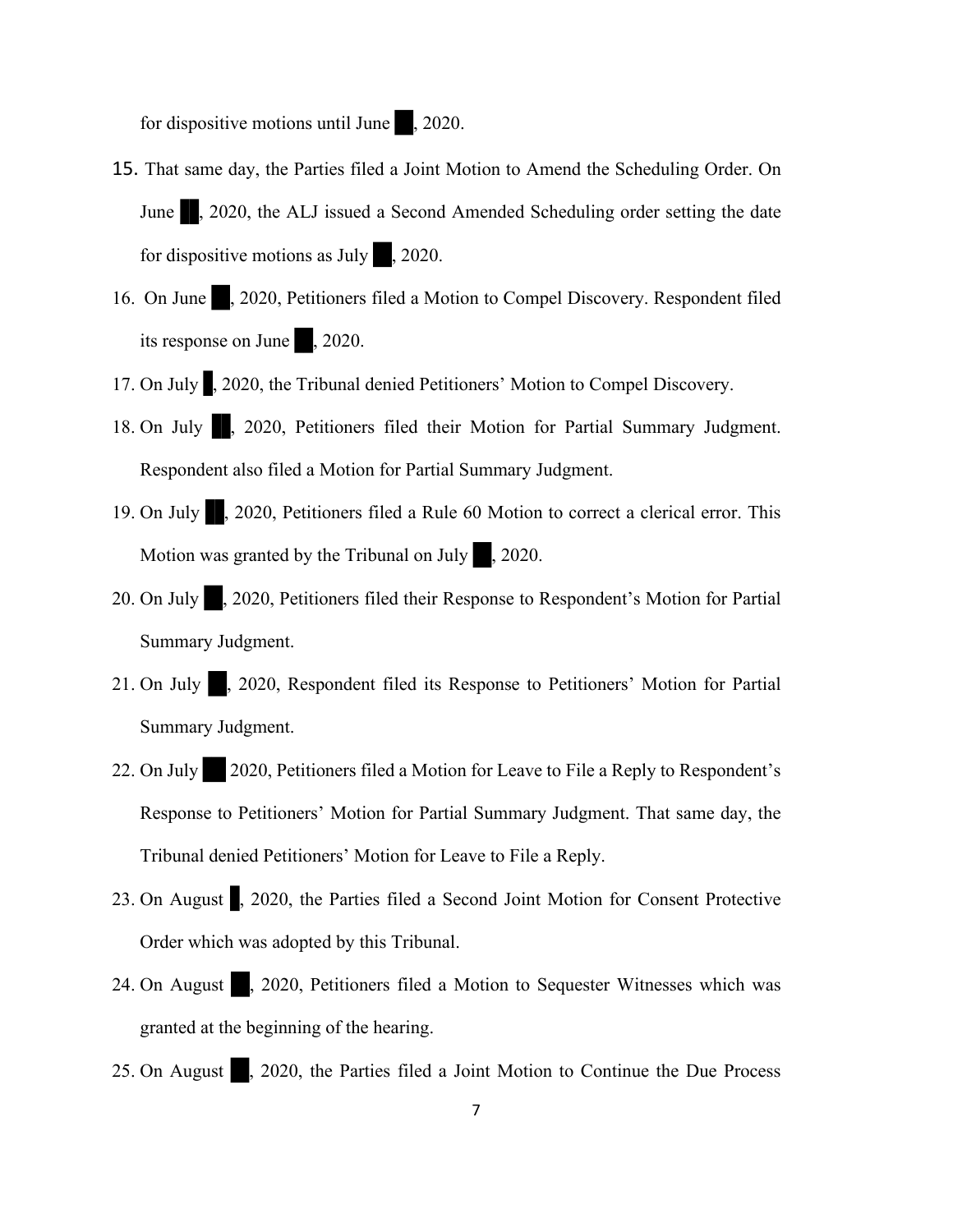for dispositive motions until June ██, 2020.

15. That same day, the Parties filed a Joint Motion to Amend the Scheduling Order. On June ██, 2020, the ALJ issued a Second Amended Scheduling order setting the date for dispositive motions as July ██, 2020.
16. On June ██, 2020, Petitioners filed a Motion to Compel Discovery. Respondent filed its response on June ██, 2020.
17. On July █, 2020, the Tribunal denied Petitioners' Motion to Compel Discovery.
18. On July ██, 2020, Petitioners filed their Motion for Partial Summary Judgment. Respondent also filed a Motion for Partial Summary Judgment.
19. On July ██, 2020, Petitioners filed a Rule 60 Motion to correct a clerical error. This Motion was granted by the Tribunal on July ██, 2020.
20. On July ██, 2020, Petitioners filed their Response to Respondent's Motion for Partial Summary Judgment.
21. On July ██, 2020, Respondent filed its Response to Petitioners' Motion for Partial Summary Judgment.
22. On July ██ 2020, Petitioners filed a Motion for Leave to File a Reply to Respondent's Response to Petitioners' Motion for Partial Summary Judgment. That same day, the Tribunal denied Petitioners' Motion for Leave to File a Reply.
23. On August █, 2020, the Parties filed a Second Joint Motion for Consent Protective Order which was adopted by this Tribunal.
24. On August ██, 2020, Petitioners filed a Motion to Sequester Witnesses which was granted at the beginning of the hearing.
25. On August ██, 2020, the Parties filed a Joint Motion to Continue the Due Process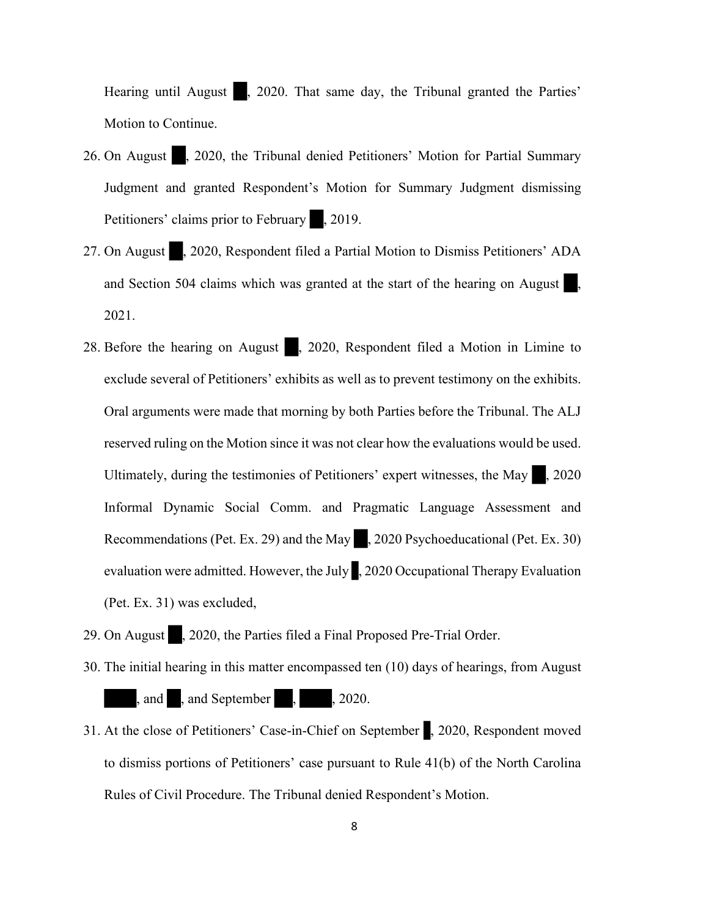Hearing until August ██, 2020. That same day, the Tribunal granted the Parties' Motion to Continue.

26. On August ██, 2020, the Tribunal denied Petitioners' Motion for Partial Summary Judgment and granted Respondent's Motion for Summary Judgment dismissing Petitioners' claims prior to February ██, 2019.

27. On August ██, 2020, Respondent filed a Partial Motion to Dismiss Petitioners' ADA and Section 504 claims which was granted at the start of the hearing on August ██, 2021.

28. Before the hearing on August ██, 2020, Respondent filed a Motion in Limine to exclude several of Petitioners' exhibits as well as to prevent testimony on the exhibits. Oral arguments were made that morning by both Parties before the Tribunal. The ALJ reserved ruling on the Motion since it was not clear how the evaluations would be used. Ultimately, during the testimonies of Petitioners' expert witnesses, the May ██, 2020 Informal Dynamic Social Comm. and Pragmatic Language Assessment and Recommendations (Pet. Ex. 29) and the May ██, 2020 Psychoeducational (Pet. Ex. 30) evaluation were admitted. However, the July █, 2020 Occupational Therapy Evaluation (Pet. Ex. 31) was excluded,

29. On August ██, 2020, the Parties filed a Final Proposed Pre-Trial Order.

30. The initial hearing in this matter encompassed ten (10) days of hearings, from August ████, and ██, and September ██, ████, 2020.

31. At the close of Petitioners' Case-in-Chief on September █, 2020, Respondent moved to dismiss portions of Petitioners' case pursuant to Rule 41(b) of the North Carolina Rules of Civil Procedure. The Tribunal denied Respondent's Motion.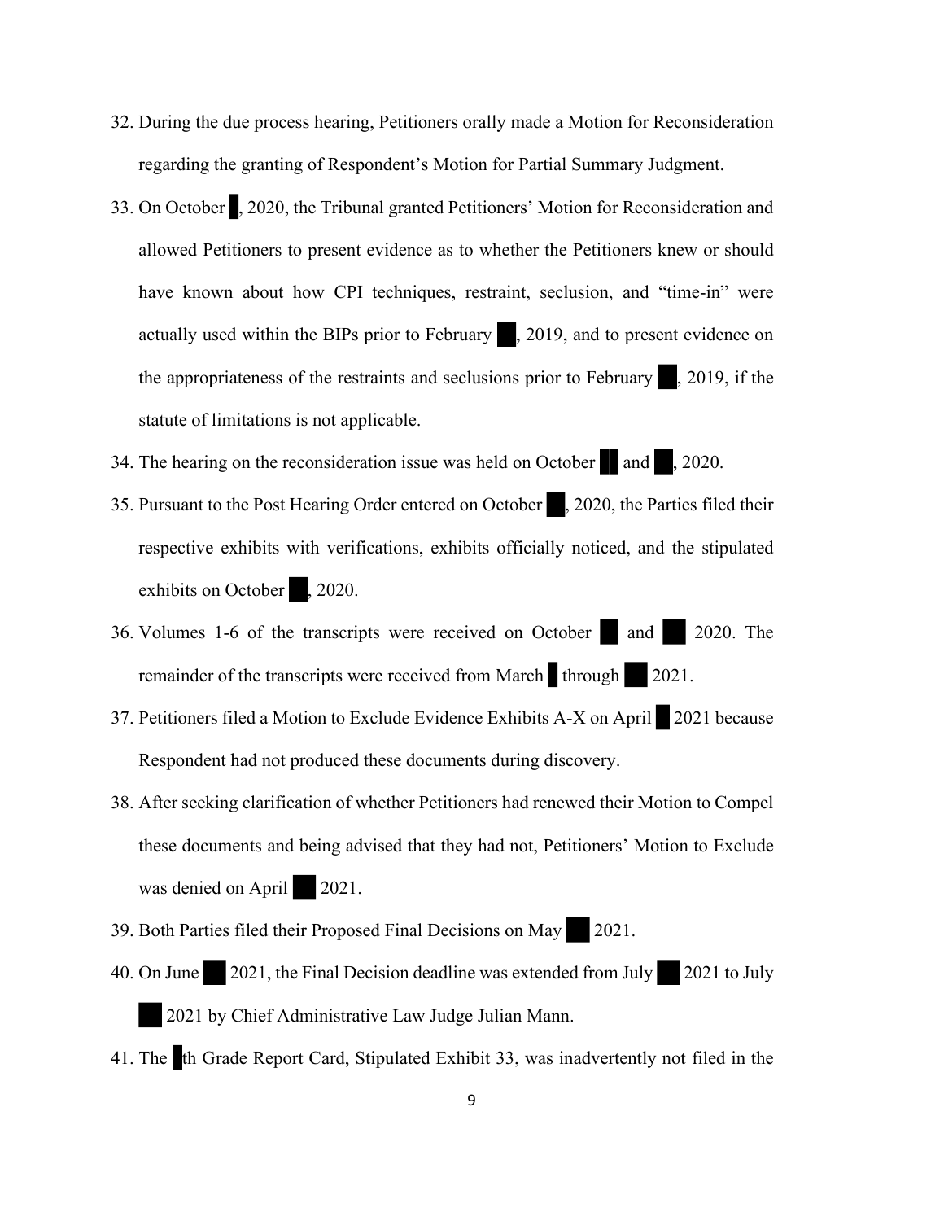32. During the due process hearing, Petitioners orally made a Motion for Reconsideration regarding the granting of Respondent's Motion for Partial Summary Judgment.

33. On October █, 2020, the Tribunal granted Petitioners' Motion for Reconsideration and allowed Petitioners to present evidence as to whether the Petitioners knew or should have known about how CPI techniques, restraint, seclusion, and "time-in" were actually used within the BIPs prior to February ██, 2019, and to present evidence on the appropriateness of the restraints and seclusions prior to February ██, 2019, if the statute of limitations is not applicable.

34. The hearing on the reconsideration issue was held on October ██ and ██, 2020.

35. Pursuant to the Post Hearing Order entered on October ██, 2020, the Parties filed their respective exhibits with verifications, exhibits officially noticed, and the stipulated exhibits on October ██, 2020.

36. Volumes 1-6 of the transcripts were received on October ██ and ██ 2020. The remainder of the transcripts were received from March █ through ██ 2021.

37. Petitioners filed a Motion to Exclude Evidence Exhibits A-X on April █ 2021 because Respondent had not produced these documents during discovery.

38. After seeking clarification of whether Petitioners had renewed their Motion to Compel these documents and being advised that they had not, Petitioners' Motion to Exclude was denied on April ██ 2021.

39. Both Parties filed their Proposed Final Decisions on May ██ 2021.

40. On June ██ 2021, the Final Decision deadline was extended from July ██ 2021 to July ██ 2021 by Chief Administrative Law Judge Julian Mann.

41. The █th Grade Report Card, Stipulated Exhibit 33, was inadvertently not filed in the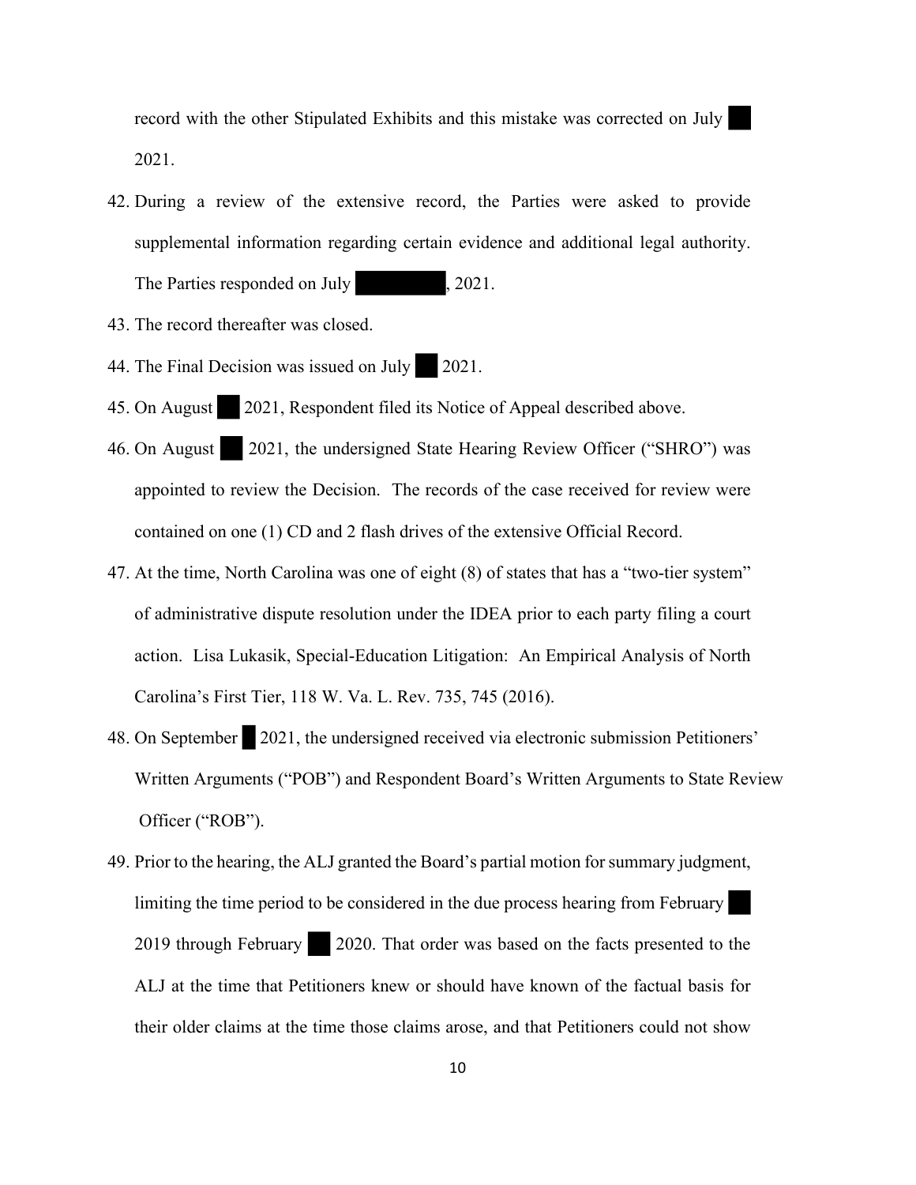record with the other Stipulated Exhibits and this mistake was corrected on July ██ 2021.

42. During a review of the extensive record, the Parties were asked to provide supplemental information regarding certain evidence and additional legal authority. The Parties responded on July ████████, 2021.

43. The record thereafter was closed.

44. The Final Decision was issued on July ██ 2021.

45. On August ██ 2021, Respondent filed its Notice of Appeal described above.

46. On August ██ 2021, the undersigned State Hearing Review Officer ("SHRO") was appointed to review the Decision. The records of the case received for review were contained on one (1) CD and 2 flash drives of the extensive Official Record.

47. At the time, North Carolina was one of eight (8) of states that has a "two-tier system" of administrative dispute resolution under the IDEA prior to each party filing a court action. Lisa Lukasik, Special-Education Litigation: An Empirical Analysis of North Carolina's First Tier, 118 W. Va. L. Rev. 735, 745 (2016).

48. On September █ 2021, the undersigned received via electronic submission Petitioners' Written Arguments ("POB") and Respondent Board's Written Arguments to State Review Officer ("ROB").

49. Prior to the hearing, the ALJ granted the Board's partial motion for summary judgment, limiting the time period to be considered in the due process hearing from February ██ 2019 through February ██ 2020. That order was based on the facts presented to the ALJ at the time that Petitioners knew or should have known of the factual basis for their older claims at the time those claims arose, and that Petitioners could not show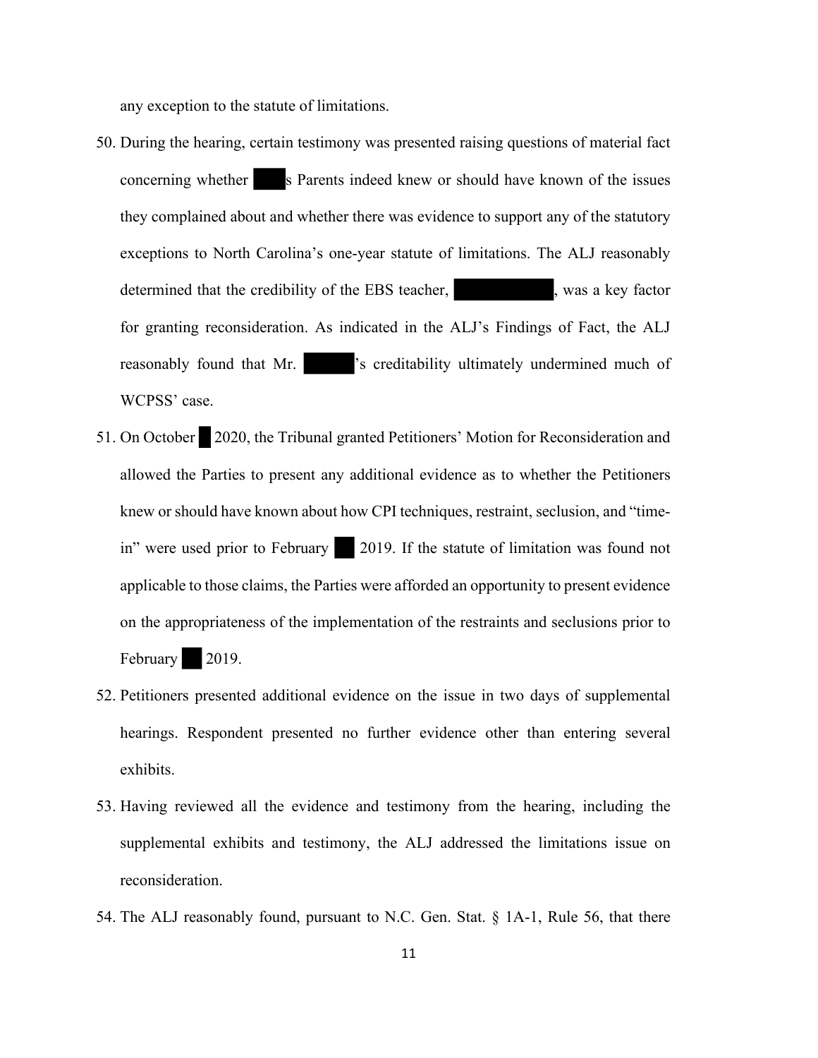any exception to the statute of limitations.

50. During the hearing, certain testimony was presented raising questions of material fact concerning whether ███s Parents indeed knew or should have known of the issues they complained about and whether there was evidence to support any of the statutory exceptions to North Carolina's one-year statute of limitations. The ALJ reasonably determined that the credibility of the EBS teacher, ██████████, was a key factor for granting reconsideration. As indicated in the ALJ's Findings of Fact, the ALJ reasonably found that Mr. █████'s creditability ultimately undermined much of WCPSS' case.

51. On October █ 2020, the Tribunal granted Petitioners' Motion for Reconsideration and allowed the Parties to present any additional evidence as to whether the Petitioners knew or should have known about how CPI techniques, restraint, seclusion, and "time-in" were used prior to February ██ 2019. If the statute of limitation was found not applicable to those claims, the Parties were afforded an opportunity to present evidence on the appropriateness of the implementation of the restraints and seclusions prior to February ██ 2019.

52. Petitioners presented additional evidence on the issue in two days of supplemental hearings. Respondent presented no further evidence other than entering several exhibits.

53. Having reviewed all the evidence and testimony from the hearing, including the supplemental exhibits and testimony, the ALJ addressed the limitations issue on reconsideration.

54. The ALJ reasonably found, pursuant to N.C. Gen. Stat. § 1A-1, Rule 56, that there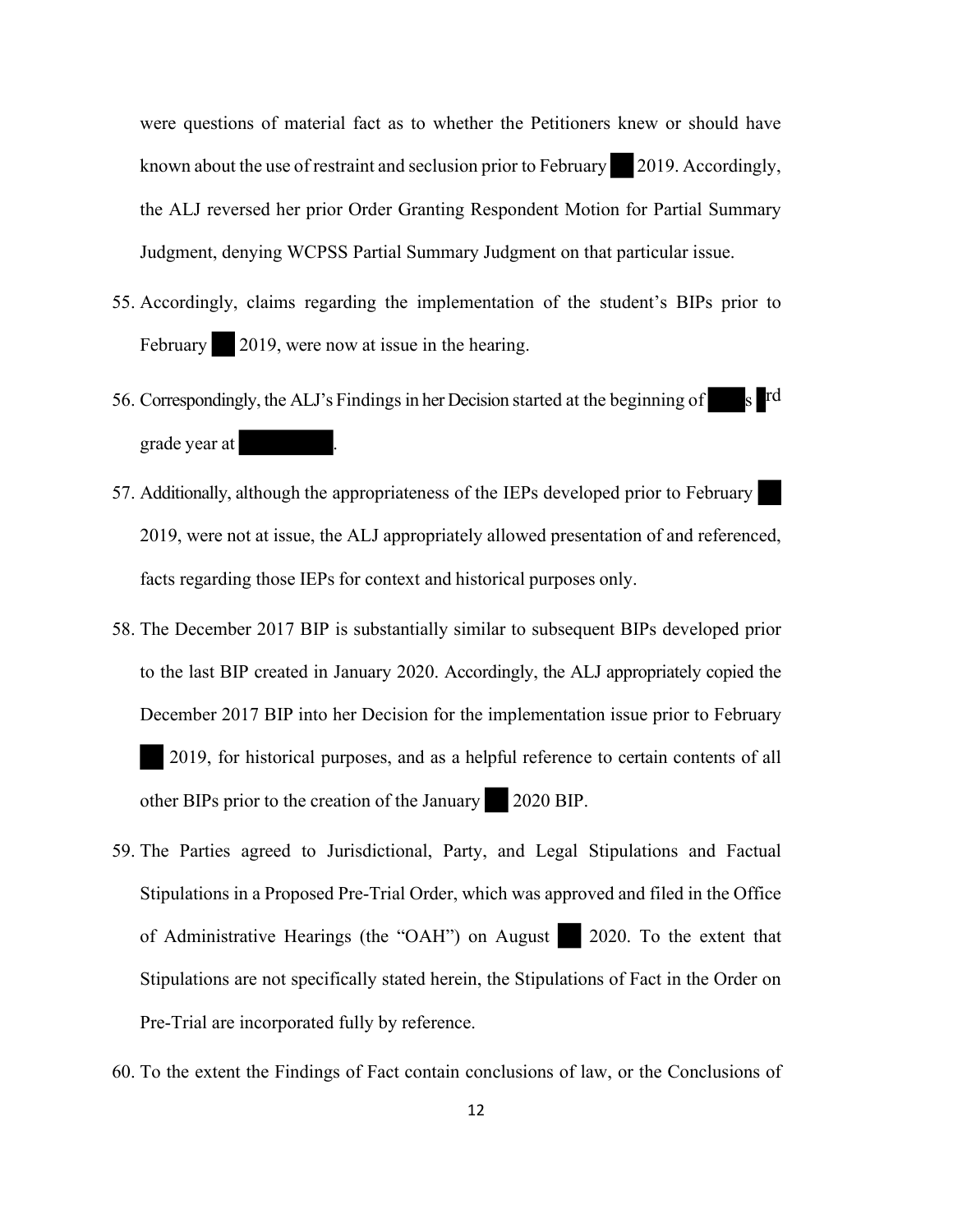were questions of material fact as to whether the Petitioners knew or should have known about the use of restraint and seclusion prior to February ███ 2019. Accordingly, the ALJ reversed her prior Order Granting Respondent Motion for Partial Summary Judgment, denying WCPSS Partial Summary Judgment on that particular issue.

55. Accordingly, claims regarding the implementation of the student's BIPs prior to February ███ 2019, were now at issue in the hearing.

56. Correspondingly, the ALJ's Findings in her Decision started at the beginning of ███s ███rd grade year at ███.

57. Additionally, although the appropriateness of the IEPs developed prior to February ███ 2019, were not at issue, the ALJ appropriately allowed presentation of and referenced, facts regarding those IEPs for context and historical purposes only.

58. The December 2017 BIP is substantially similar to subsequent BIPs developed prior to the last BIP created in January 2020. Accordingly, the ALJ appropriately copied the December 2017 BIP into her Decision for the implementation issue prior to February ███ 2019, for historical purposes, and as a helpful reference to certain contents of all other BIPs prior to the creation of the January ███ 2020 BIP.

59. The Parties agreed to Jurisdictional, Party, and Legal Stipulations and Factual Stipulations in a Proposed Pre-Trial Order, which was approved and filed in the Office of Administrative Hearings (the "OAH") on August ███ 2020. To the extent that Stipulations are not specifically stated herein, the Stipulations of Fact in the Order on Pre-Trial are incorporated fully by reference.

60. To the extent the Findings of Fact contain conclusions of law, or the Conclusions of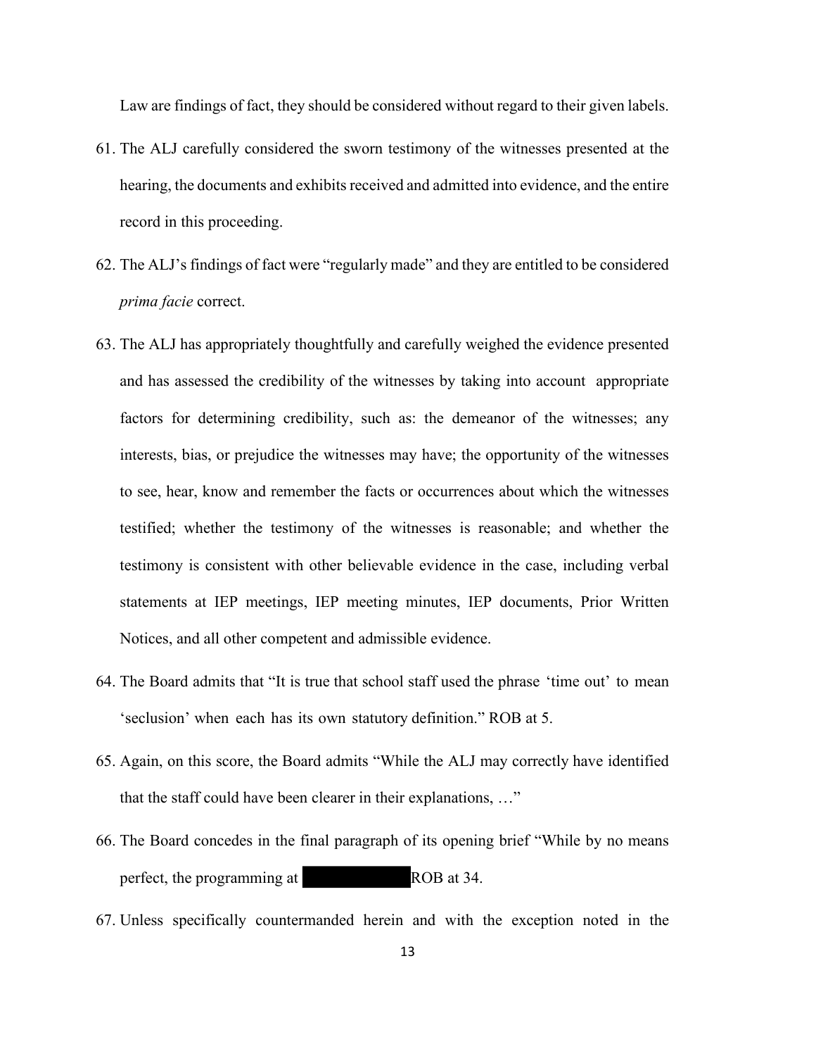Law are findings of fact, they should be considered without regard to their given labels.

61. The ALJ carefully considered the sworn testimony of the witnesses presented at the hearing, the documents and exhibits received and admitted into evidence, and the entire record in this proceeding.

62. The ALJ's findings of fact were "regularly made" and they are entitled to be considered *prima facie* correct.

63. The ALJ has appropriately thoughtfully and carefully weighed the evidence presented and has assessed the credibility of the witnesses by taking into account appropriate factors for determining credibility, such as: the demeanor of the witnesses; any interests, bias, or prejudice the witnesses may have; the opportunity of the witnesses to see, hear, know and remember the facts or occurrences about which the witnesses testified; whether the testimony of the witnesses is reasonable; and whether the testimony is consistent with other believable evidence in the case, including verbal statements at IEP meetings, IEP meeting minutes, IEP documents, Prior Written Notices, and all other competent and admissible evidence.

64. The Board admits that "It is true that school staff used the phrase 'time out' to mean 'seclusion' when each has its own statutory definition." ROB at 5.

65. Again, on this score, the Board admits "While the ALJ may correctly have identified that the staff could have been clearer in their explanations, …"

66. The Board concedes in the final paragraph of its opening brief "While by no means perfect, the programming at ███████ ROB at 34.

67. Unless specifically countermanded herein and with the exception noted in the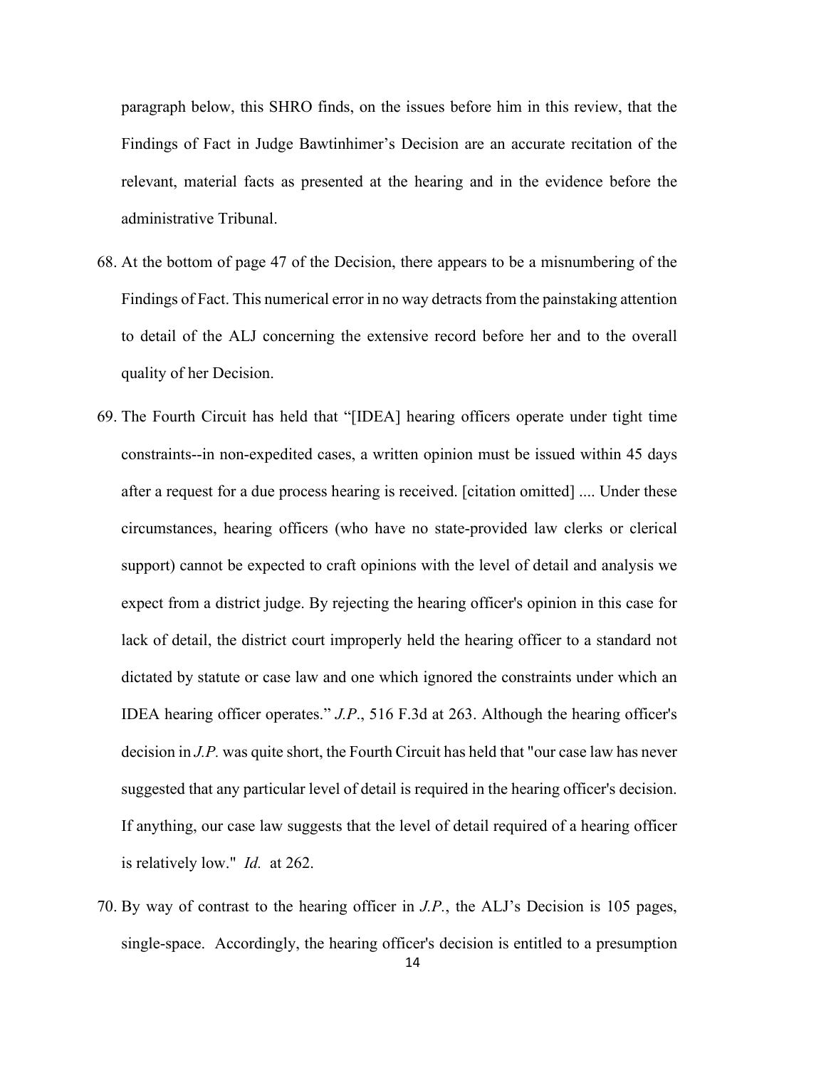paragraph below, this SHRO finds, on the issues before him in this review, that the Findings of Fact in Judge Bawtinhimer's Decision are an accurate recitation of the relevant, material facts as presented at the hearing and in the evidence before the administrative Tribunal.

68. At the bottom of page 47 of the Decision, there appears to be a misnumbering of the Findings of Fact. This numerical error in no way detracts from the painstaking attention to detail of the ALJ concerning the extensive record before her and to the overall quality of her Decision.

69. The Fourth Circuit has held that "[IDEA] hearing officers operate under tight time constraints--in non-expedited cases, a written opinion must be issued within 45 days after a request for a due process hearing is received. [citation omitted] .... Under these circumstances, hearing officers (who have no state-provided law clerks or clerical support) cannot be expected to craft opinions with the level of detail and analysis we expect from a district judge. By rejecting the hearing officer's opinion in this case for lack of detail, the district court improperly held the hearing officer to a standard not dictated by statute or case law and one which ignored the constraints under which an IDEA hearing officer operates." *J.P.*, 516 F.3d at 263. Although the hearing officer's decision in *J.P.* was quite short, the Fourth Circuit has held that "our case law has never suggested that any particular level of detail is required in the hearing officer's decision. If anything, our case law suggests that the level of detail required of a hearing officer is relatively low." *Id.* at 262.

70. By way of contrast to the hearing officer in *J.P.*, the ALJ's Decision is 105 pages, single-space. Accordingly, the hearing officer's decision is entitled to a presumption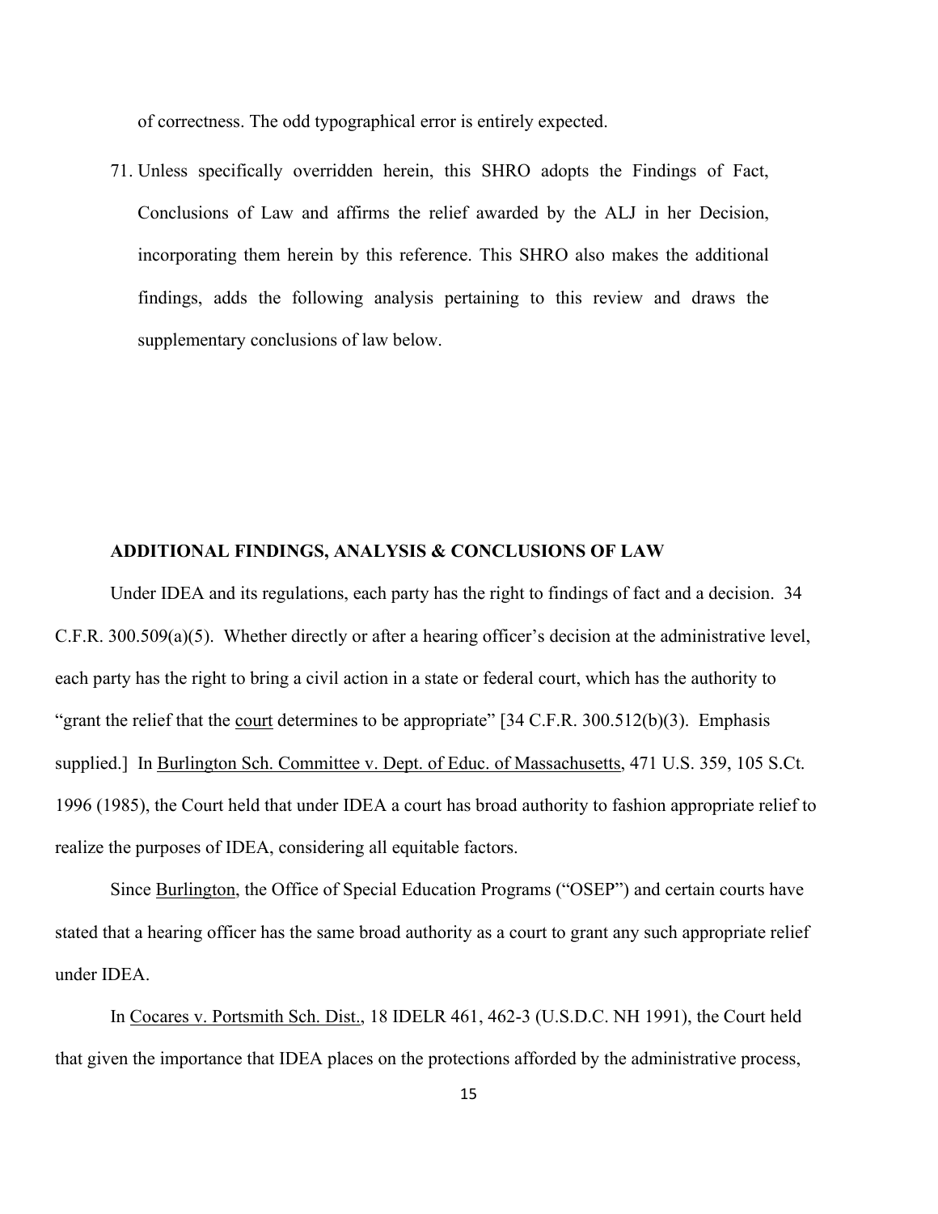of correctness. The odd typographical error is entirely expected.

71. Unless specifically overridden herein, this SHRO adopts the Findings of Fact, Conclusions of Law and affirms the relief awarded by the ALJ in her Decision, incorporating them herein by this reference. This SHRO also makes the additional findings, adds the following analysis pertaining to this review and draws the supplementary conclusions of law below.

**ADDITIONAL FINDINGS, ANALYSIS & CONCLUSIONS OF LAW**

Under IDEA and its regulations, each party has the right to findings of fact and a decision. 34 C.F.R. 300.509(a)(5). Whether directly or after a hearing officer's decision at the administrative level, each party has the right to bring a civil action in a state or federal court, which has the authority to "grant the relief that the court determines to be appropriate" [34 C.F.R. 300.512(b)(3). Emphasis supplied.] In Burlington Sch. Committee v. Dept. of Educ. of Massachusetts, 471 U.S. 359, 105 S.Ct. 1996 (1985), the Court held that under IDEA a court has broad authority to fashion appropriate relief to realize the purposes of IDEA, considering all equitable factors.

Since Burlington, the Office of Special Education Programs ("OSEP") and certain courts have stated that a hearing officer has the same broad authority as a court to grant any such appropriate relief under IDEA.

In Cocares v. Portsmith Sch. Dist., 18 IDELR 461, 462-3 (U.S.D.C. NH 1991), the Court held that given the importance that IDEA places on the protections afforded by the administrative process,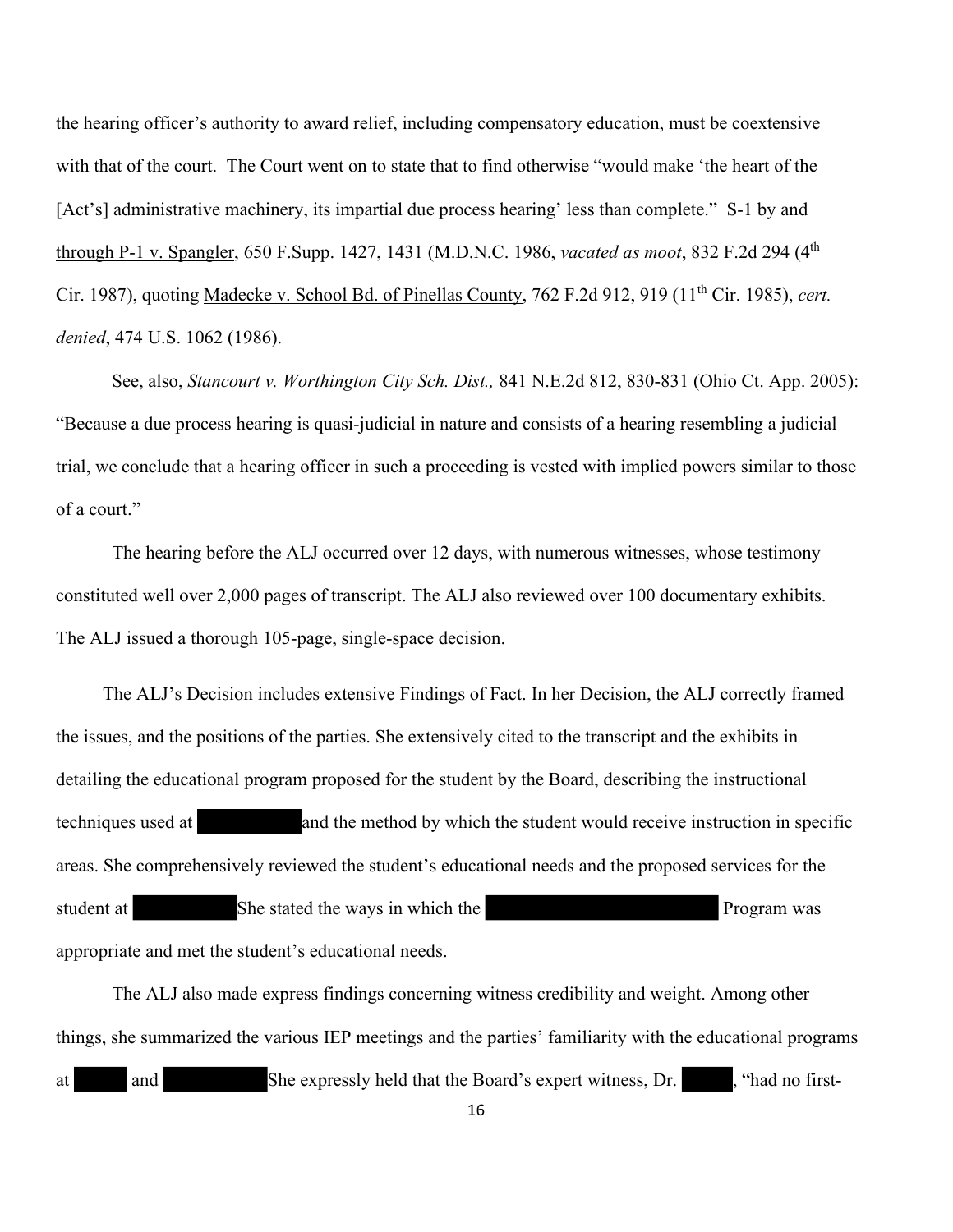the hearing officer's authority to award relief, including compensatory education, must be coextensive with that of the court. The Court went on to state that to find otherwise "would make 'the heart of the [Act's] administrative machinery, its impartial due process hearing' less than complete." S-1 by and through P-1 v. Spangler, 650 F.Supp. 1427, 1431 (M.D.N.C. 1986, *vacated as moot*, 832 F.2d 294 (4th Cir. 1987), quoting Madecke v. School Bd. of Pinellas County, 762 F.2d 912, 919 (11th Cir. 1985), *cert. denied*, 474 U.S. 1062 (1986).

See, also, *Stancourt v. Worthington City Sch. Dist.,* 841 N.E.2d 812, 830-831 (Ohio Ct. App. 2005): "Because a due process hearing is quasi-judicial in nature and consists of a hearing resembling a judicial trial, we conclude that a hearing officer in such a proceeding is vested with implied powers similar to those of a court."

The hearing before the ALJ occurred over 12 days, with numerous witnesses, whose testimony constituted well over 2,000 pages of transcript. The ALJ also reviewed over 100 documentary exhibits. The ALJ issued a thorough 105-page, single-space decision.

The ALJ's Decision includes extensive Findings of Fact. In her Decision, the ALJ correctly framed the issues, and the positions of the parties. She extensively cited to the transcript and the exhibits in detailing the educational program proposed for the student by the Board, describing the instructional techniques used at [REDACTED] and the method by which the student would receive instruction in specific areas. She comprehensively reviewed the student's educational needs and the proposed services for the student at [REDACTED] She stated the ways in which the [REDACTED] Program was appropriate and met the student's educational needs.

The ALJ also made express findings concerning witness credibility and weight. Among other things, she summarized the various IEP meetings and the parties' familiarity with the educational programs at [REDACTED] and [REDACTED] She expressly held that the Board's expert witness, Dr. [REDACTED], "had no first-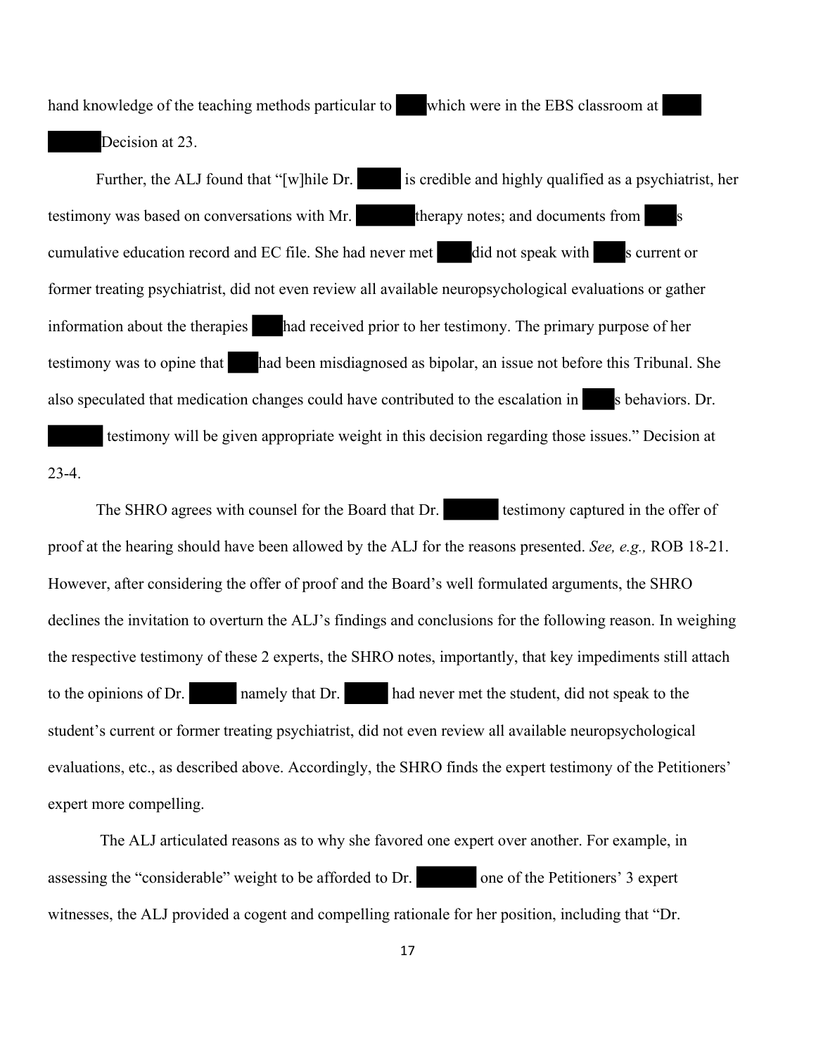hand knowledge of the teaching methods particular to ███ which were in the EBS classroom at ████ ██████ Decision at 23.

Further, the ALJ found that "[w]hile Dr. █████ is credible and highly qualified as a psychiatrist, her testimony was based on conversations with Mr. ███████ therapy notes; and documents from ████s cumulative education record and EC file. She had never met ████ did not speak with ████s current or former treating psychiatrist, did not even review all available neuropsychological evaluations or gather information about the therapies ███ had received prior to her testimony. The primary purpose of her testimony was to opine that ███ had been misdiagnosed as bipolar, an issue not before this Tribunal. She also speculated that medication changes could have contributed to the escalation in ████s behaviors. Dr. ██████ testimony will be given appropriate weight in this decision regarding those issues." Decision at 23-4.

The SHRO agrees with counsel for the Board that Dr. ██████ testimony captured in the offer of proof at the hearing should have been allowed by the ALJ for the reasons presented. *See, e.g.,* ROB 18-21. However, after considering the offer of proof and the Board's well formulated arguments, the SHRO declines the invitation to overturn the ALJ's findings and conclusions for the following reason. In weighing the respective testimony of these 2 experts, the SHRO notes, importantly, that key impediments still attach to the opinions of Dr. █████ namely that Dr. █████ had never met the student, did not speak to the student's current or former treating psychiatrist, did not even review all available neuropsychological evaluations, etc., as described above. Accordingly, the SHRO finds the expert testimony of the Petitioners' expert more compelling.

The ALJ articulated reasons as to why she favored one expert over another. For example, in assessing the "considerable" weight to be afforded to Dr. ███████ one of the Petitioners' 3 expert witnesses, the ALJ provided a cogent and compelling rationale for her position, including that "Dr.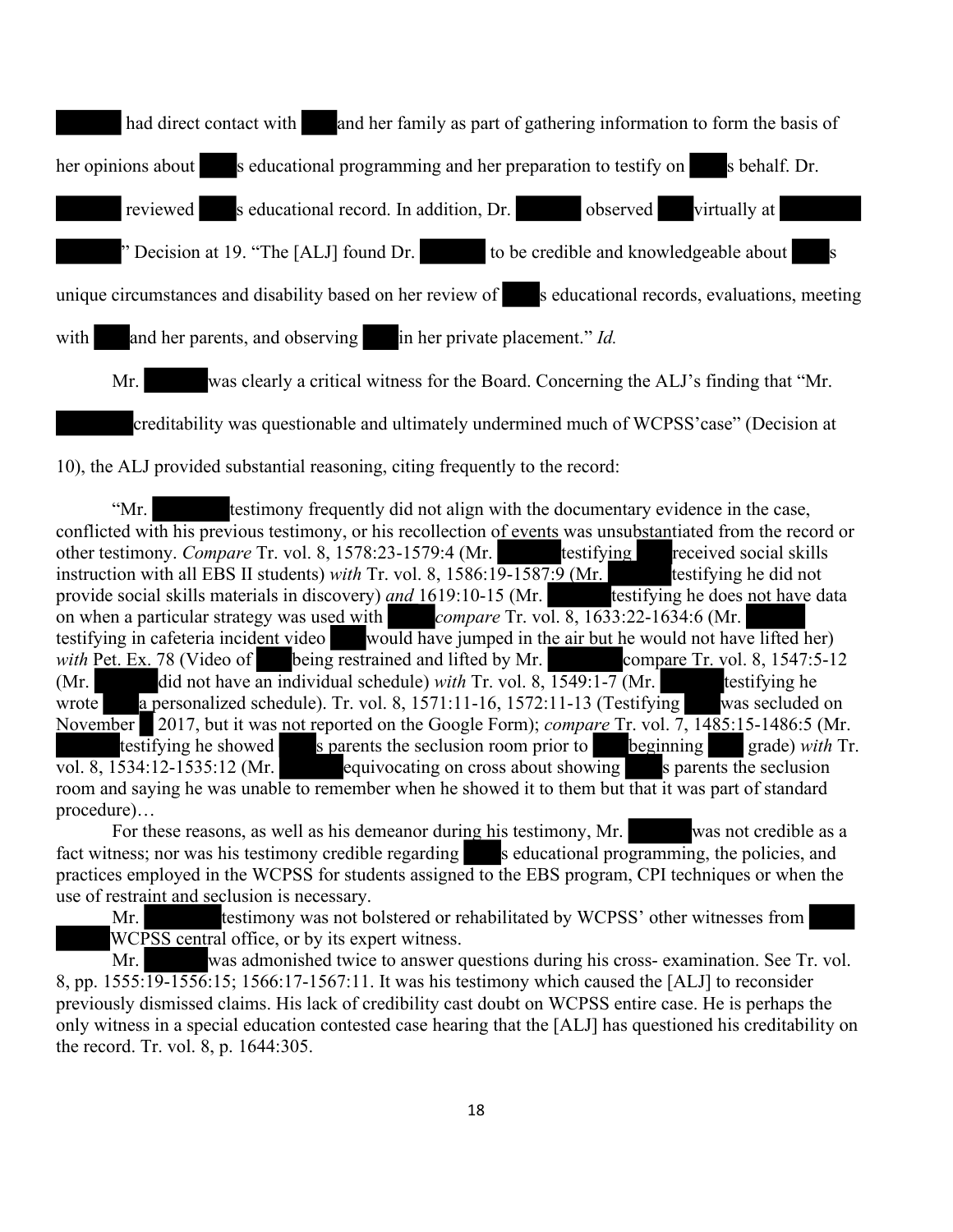had direct contact with and her family as part of gathering information to form the basis of her opinions about s educational programming and her preparation to testify on s behalf. Dr. reviewed s educational record. In addition, Dr. observed virtually at " Decision at 19. "The [ALJ] found Dr. to be credible and knowledgeable about s unique circumstances and disability based on her review of s educational records, evaluations, meeting with and her parents, and observing in her private placement." *Id.*

Mr. was clearly a critical witness for the Board. Concerning the ALJ's finding that "Mr. creditability was questionable and ultimately undermined much of WCPSS'case" (Decision at 10), the ALJ provided substantial reasoning, citing frequently to the record:

> "Mr. testimony frequently did not align with the documentary evidence in the case, conflicted with his previous testimony, or his recollection of events was unsubstantiated from the record or other testimony. *Compare* Tr. vol. 8, 1578:23-1579:4 (Mr. testifying received social skills instruction with all EBS II students) *with* Tr. vol. 8, 1586:19-1587:9 (Mr. testifying he did not provide social skills materials in discovery) *and* 1619:10-15 (Mr. testifying he does not have data on when a particular strategy was used with *compare* Tr. vol. 8, 1633:22-1634:6 (Mr. testifying in cafeteria incident video would have jumped in the air but he would not have lifted her) *with* Pet. Ex. 78 (Video of being restrained and lifted by Mr. compare Tr. vol. 8, 1547:5-12 (Mr. did not have an individual schedule) *with* Tr. vol. 8, 1549:1-7 (Mr. testifying he wrote a personalized schedule). Tr. vol. 8, 1571:11-16, 1572:11-13 (Testifying was secluded on November 2017, but it was not reported on the Google Form); *compare* Tr. vol. 7, 1485:15-1486:5 (Mr. testifying he showed s parents the seclusion room prior to beginning grade) *with* Tr. vol. 8, 1534:12-1535:12 (Mr. equivocating on cross about showing s parents the seclusion room and saying he was unable to remember when he showed it to them but that it was part of standard procedure)…
>
> For these reasons, as well as his demeanor during his testimony, Mr. was not credible as a fact witness; nor was his testimony credible regarding s educational programming, the policies, and practices employed in the WCPSS for students assigned to the EBS program, CPI techniques or when the use of restraint and seclusion is necessary.
>
> Mr. testimony was not bolstered or rehabilitated by WCPSS' other witnesses from WCPSS central office, or by its expert witness.
>
> Mr. was admonished twice to answer questions during his cross- examination. See Tr. vol. 8, pp. 1555:19-1556:15; 1566:17-1567:11. It was his testimony which caused the [ALJ] to reconsider previously dismissed claims. His lack of credibility cast doubt on WCPSS entire case. He is perhaps the only witness in a special education contested case hearing that the [ALJ] has questioned his creditability on the record. Tr. vol. 8, p. 1644:305.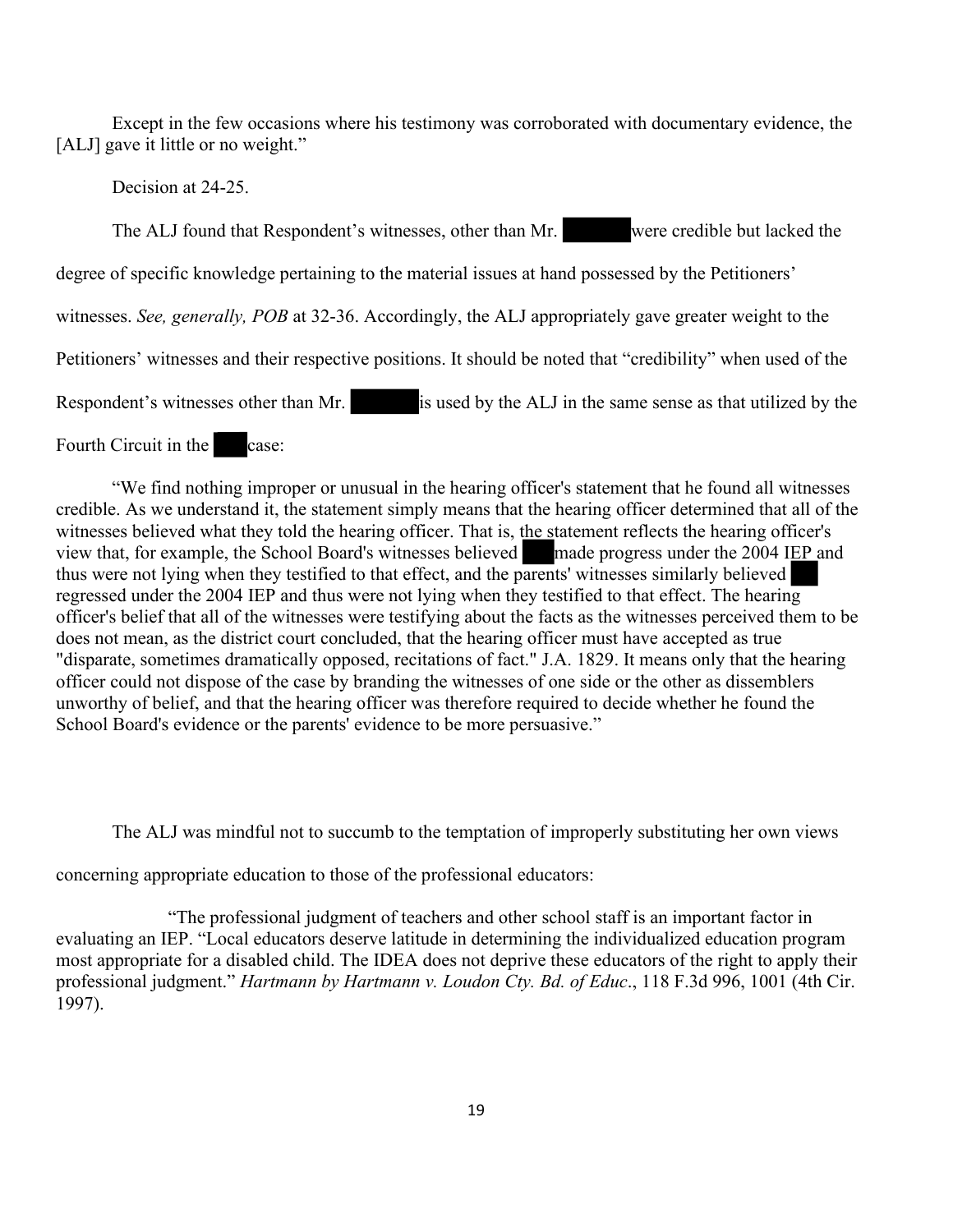Except in the few occasions where his testimony was corroborated with documentary evidence, the [ALJ] gave it little or no weight."

Decision at 24-25.

The ALJ found that Respondent's witnesses, other than Mr. ██████ were credible but lacked the degree of specific knowledge pertaining to the material issues at hand possessed by the Petitioners' witnesses. *See, generally, POB* at 32-36. Accordingly, the ALJ appropriately gave greater weight to the Petitioners' witnesses and their respective positions. It should be noted that "credibility" when used of the Respondent's witnesses other than Mr. ██████ is used by the ALJ in the same sense as that utilized by the Fourth Circuit in the ███ case:

"We find nothing improper or unusual in the hearing officer's statement that he found all witnesses credible. As we understand it, the statement simply means that the hearing officer determined that all of the witnesses believed what they told the hearing officer. That is, the statement reflects the hearing officer's view that, for example, the School Board's witnesses believed ███ made progress under the 2004 IEP and thus were not lying when they testified to that effect, and the parents' witnesses similarly believed ███ regressed under the 2004 IEP and thus were not lying when they testified to that effect. The hearing officer's belief that all of the witnesses were testifying about the facts as the witnesses perceived them to be does not mean, as the district court concluded, that the hearing officer must have accepted as true "disparate, sometimes dramatically opposed, recitations of fact." J.A. 1829. It means only that the hearing officer could not dispose of the case by branding the witnesses of one side or the other as dissemblers unworthy of belief, and that the hearing officer was therefore required to decide whether he found the School Board's evidence or the parents' evidence to be more persuasive."

The ALJ was mindful not to succumb to the temptation of improperly substituting her own views concerning appropriate education to those of the professional educators:

"The professional judgment of teachers and other school staff is an important factor in evaluating an IEP. "Local educators deserve latitude in determining the individualized education program most appropriate for a disabled child. The IDEA does not deprive these educators of the right to apply their professional judgment." *Hartmann by Hartmann v. Loudon Cty. Bd. of Educ*., 118 F.3d 996, 1001 (4th Cir. 1997).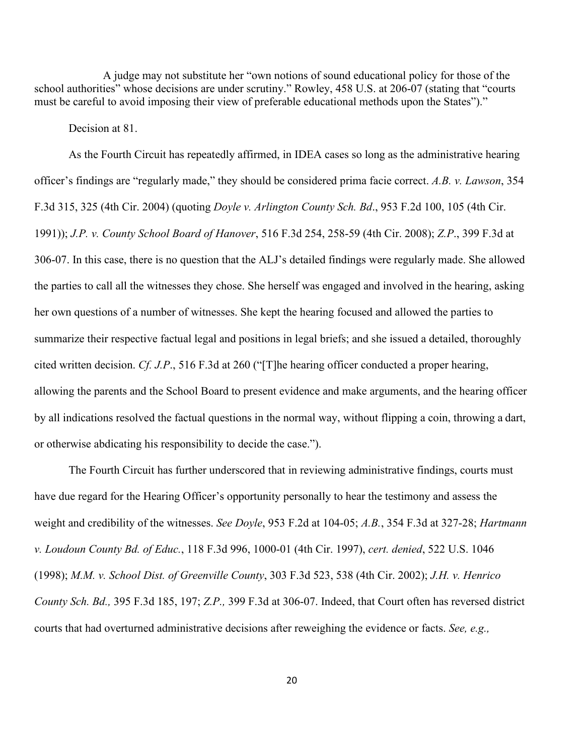A judge may not substitute her "own notions of sound educational policy for those of the school authorities" whose decisions are under scrutiny." Rowley, 458 U.S. at 206-07 (stating that "courts must be careful to avoid imposing their view of preferable educational methods upon the States")."

Decision at 81.

As the Fourth Circuit has repeatedly affirmed, in IDEA cases so long as the administrative hearing officer's findings are "regularly made," they should be considered prima facie correct. *A.B. v. Lawson*, 354 F.3d 315, 325 (4th Cir. 2004) (quoting *Doyle v. Arlington County Sch. Bd*., 953 F.2d 100, 105 (4th Cir. 1991)); *J.P. v. County School Board of Hanover*, 516 F.3d 254, 258-59 (4th Cir. 2008); *Z.P*., 399 F.3d at 306-07. In this case, there is no question that the ALJ's detailed findings were regularly made. She allowed the parties to call all the witnesses they chose. She herself was engaged and involved in the hearing, asking her own questions of a number of witnesses. She kept the hearing focused and allowed the parties to summarize their respective factual legal and positions in legal briefs; and she issued a detailed, thoroughly cited written decision. *Cf. J.P*., 516 F.3d at 260 ("[T]he hearing officer conducted a proper hearing, allowing the parents and the School Board to present evidence and make arguments, and the hearing officer by all indications resolved the factual questions in the normal way, without flipping a coin, throwing a dart, or otherwise abdicating his responsibility to decide the case.").

The Fourth Circuit has further underscored that in reviewing administrative findings, courts must have due regard for the Hearing Officer's opportunity personally to hear the testimony and assess the weight and credibility of the witnesses. *See Doyle*, 953 F.2d at 104-05; *A.B.*, 354 F.3d at 327-28; *Hartmann v. Loudoun County Bd. of Educ.*, 118 F.3d 996, 1000-01 (4th Cir. 1997), *cert. denied*, 522 U.S. 1046 (1998); *M.M. v. School Dist. of Greenville County*, 303 F.3d 523, 538 (4th Cir. 2002); *J.H. v. Henrico County Sch. Bd.,* 395 F.3d 185, 197; *Z.P.,* 399 F.3d at 306-07. Indeed, that Court often has reversed district courts that had overturned administrative decisions after reweighing the evidence or facts. *See, e.g.,*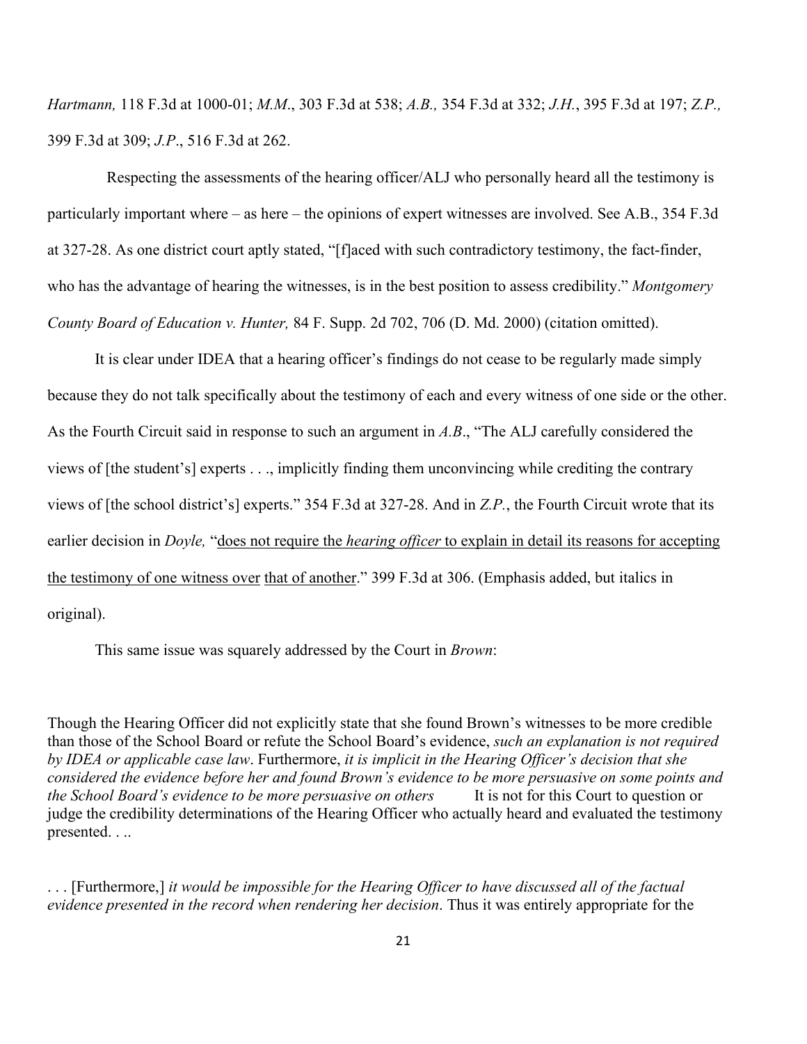*Hartmann,* 118 F.3d at 1000-01; *M.M*., 303 F.3d at 538; *A.B.,* 354 F.3d at 332; *J.H.*, 395 F.3d at 197; *Z.P.,* 399 F.3d at 309; *J.P*., 516 F.3d at 262.

Respecting the assessments of the hearing officer/ALJ who personally heard all the testimony is particularly important where – as here – the opinions of expert witnesses are involved. See A.B., 354 F.3d at 327-28. As one district court aptly stated, "[f]aced with such contradictory testimony, the fact-finder, who has the advantage of hearing the witnesses, is in the best position to assess credibility." *Montgomery County Board of Education v. Hunter,* 84 F. Supp. 2d 702, 706 (D. Md. 2000) (citation omitted).

It is clear under IDEA that a hearing officer's findings do not cease to be regularly made simply because they do not talk specifically about the testimony of each and every witness of one side or the other. As the Fourth Circuit said in response to such an argument in *A.B*., "The ALJ carefully considered the views of [the student's] experts . . ., implicitly finding them unconvincing while crediting the contrary views of [the school district's] experts." 354 F.3d at 327-28. And in *Z.P.*, the Fourth Circuit wrote that its earlier decision in *Doyle,* "<u>does not require the *hearing officer* to explain in detail its reasons for accepting the testimony of one witness over</u> <u>that of another</u>." 399 F.3d at 306. (Emphasis added, but italics in original).

This same issue was squarely addressed by the Court in *Brown*:

> Though the Hearing Officer did not explicitly state that she found Brown's witnesses to be more credible than those of the School Board or refute the School Board's evidence, *such an explanation is not required by IDEA or applicable case law*. Furthermore, *it is implicit in the Hearing Officer's decision that she considered the evidence before her and found Brown's evidence to be more persuasive on some points and the School Board's evidence to be more persuasive on others* It is not for this Court to question or judge the credibility determinations of the Hearing Officer who actually heard and evaluated the testimony presented. . ..
>
> . . . [Furthermore,] *it would be impossible for the Hearing Officer to have discussed all of the factual evidence presented in the record when rendering her decision*. Thus it was entirely appropriate for the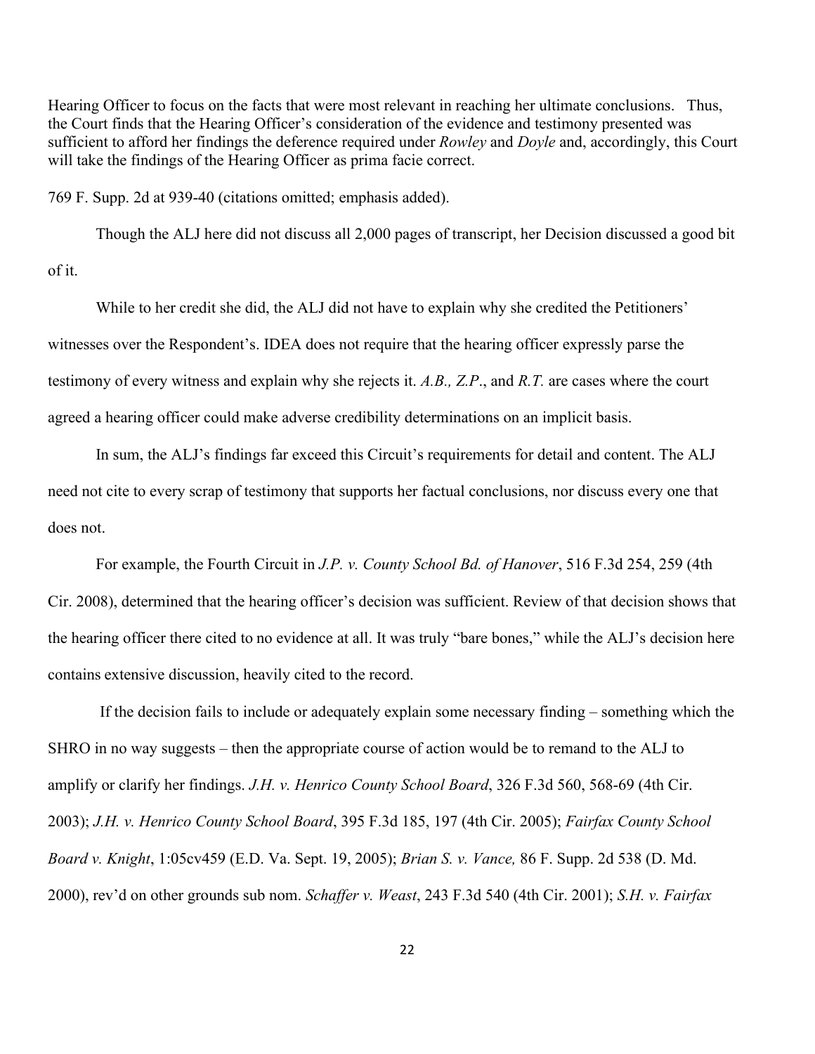Hearing Officer to focus on the facts that were most relevant in reaching her ultimate conclusions. Thus, the Court finds that the Hearing Officer's consideration of the evidence and testimony presented was sufficient to afford her findings the deference required under *Rowley* and *Doyle* and, accordingly, this Court will take the findings of the Hearing Officer as prima facie correct.

769 F. Supp. 2d at 939-40 (citations omitted; emphasis added).

Though the ALJ here did not discuss all 2,000 pages of transcript, her Decision discussed a good bit of it.

While to her credit she did, the ALJ did not have to explain why she credited the Petitioners' witnesses over the Respondent's. IDEA does not require that the hearing officer expressly parse the testimony of every witness and explain why she rejects it. *A.B., Z.P*., and *R.T.* are cases where the court agreed a hearing officer could make adverse credibility determinations on an implicit basis.

In sum, the ALJ's findings far exceed this Circuit's requirements for detail and content. The ALJ need not cite to every scrap of testimony that supports her factual conclusions, nor discuss every one that does not.

For example, the Fourth Circuit in *J.P. v. County School Bd. of Hanover*, 516 F.3d 254, 259 (4th Cir. 2008), determined that the hearing officer's decision was sufficient. Review of that decision shows that the hearing officer there cited to no evidence at all. It was truly "bare bones," while the ALJ's decision here contains extensive discussion, heavily cited to the record.

If the decision fails to include or adequately explain some necessary finding – something which the SHRO in no way suggests – then the appropriate course of action would be to remand to the ALJ to amplify or clarify her findings. *J.H. v. Henrico County School Board*, 326 F.3d 560, 568-69 (4th Cir. 2003); *J.H. v. Henrico County School Board*, 395 F.3d 185, 197 (4th Cir. 2005); *Fairfax County School Board v. Knight*, 1:05cv459 (E.D. Va. Sept. 19, 2005); *Brian S. v. Vance,* 86 F. Supp. 2d 538 (D. Md. 2000), rev'd on other grounds sub nom. *Schaffer v. Weast*, 243 F.3d 540 (4th Cir. 2001); *S.H. v. Fairfax*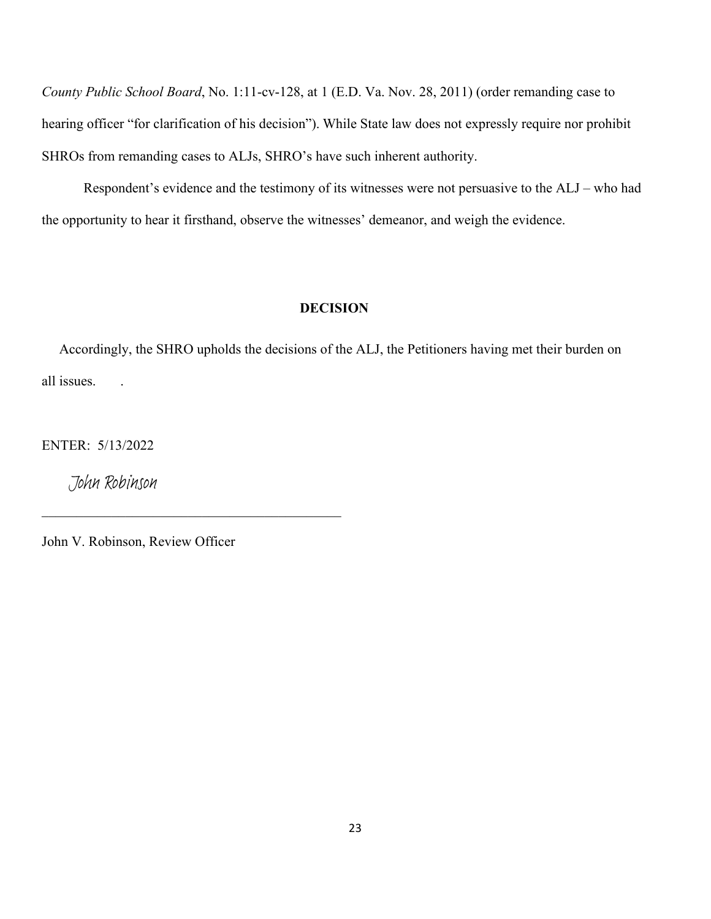*County Public School Board*, No. 1:11-cv-128, at 1 (E.D. Va. Nov. 28, 2011) (order remanding case to hearing officer "for clarification of his decision"). While State law does not expressly require nor prohibit SHROs from remanding cases to ALJs, SHRO's have such inherent authority.

Respondent's evidence and the testimony of its witnesses were not persuasive to the ALJ – who had the opportunity to hear it firsthand, observe the witnesses' demeanor, and weigh the evidence.

**DECISION**

Accordingly, the SHRO upholds the decisions of the ALJ, the Petitioners having met their burden on all issues.       .

ENTER: 5/13/2022

John Robinson

______________________________________________

John V. Robinson, Review Officer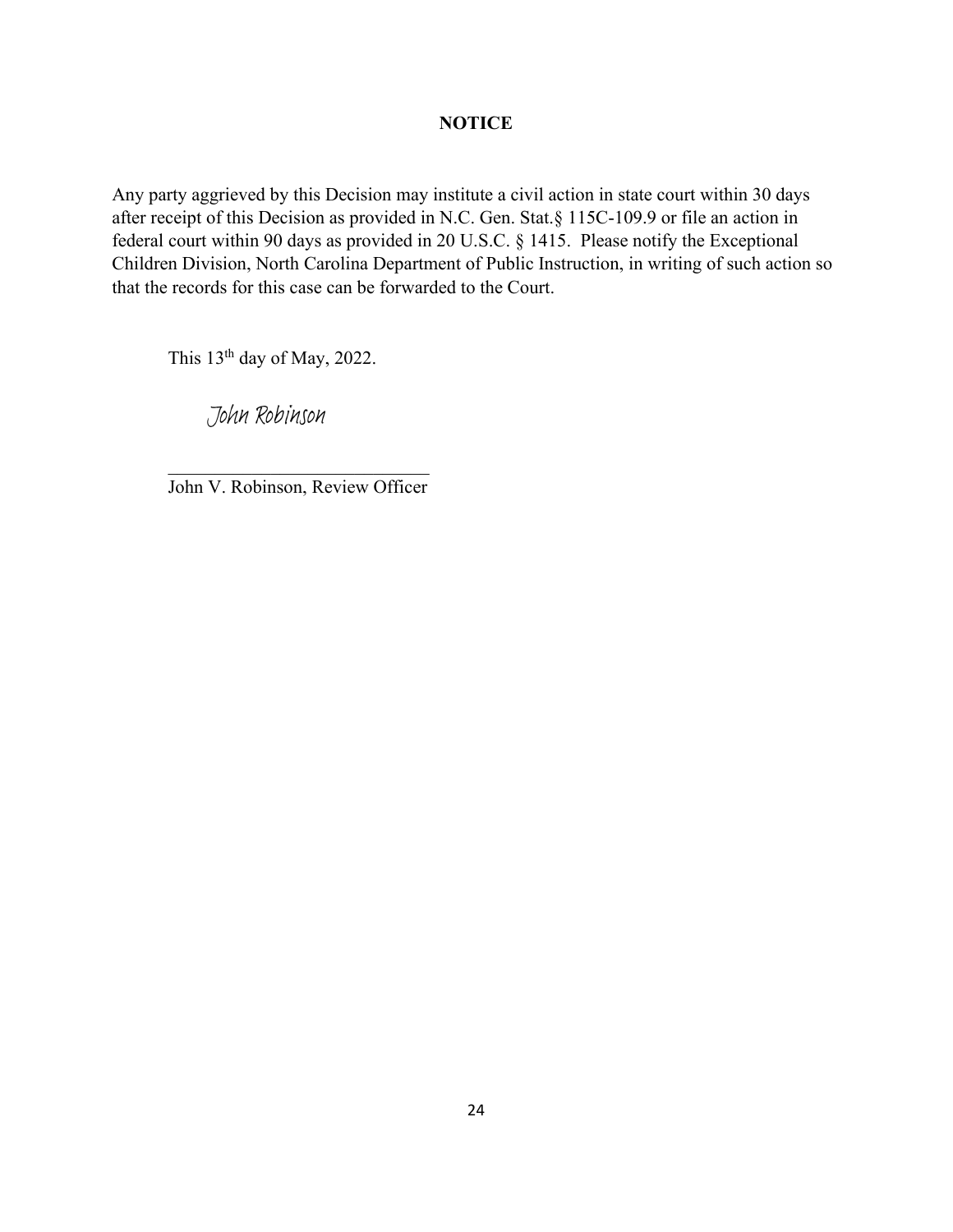**NOTICE**

Any party aggrieved by this Decision may institute a civil action in state court within 30 days after receipt of this Decision as provided in N.C. Gen. Stat.§ 115C-109.9 or file an action in federal court within 90 days as provided in 20 U.S.C. § 1415. Please notify the Exceptional Children Division, North Carolina Department of Public Instruction, in writing of such action so that the records for this case can be forwarded to the Court.

This 13th day of May, 2022.

*John Robinson*

\_\_\_\_\_\_\_\_\_\_\_\_\_\_\_\_\_\_\_\_\_\_\_\_\_\_\_\_

John V. Robinson, Review Officer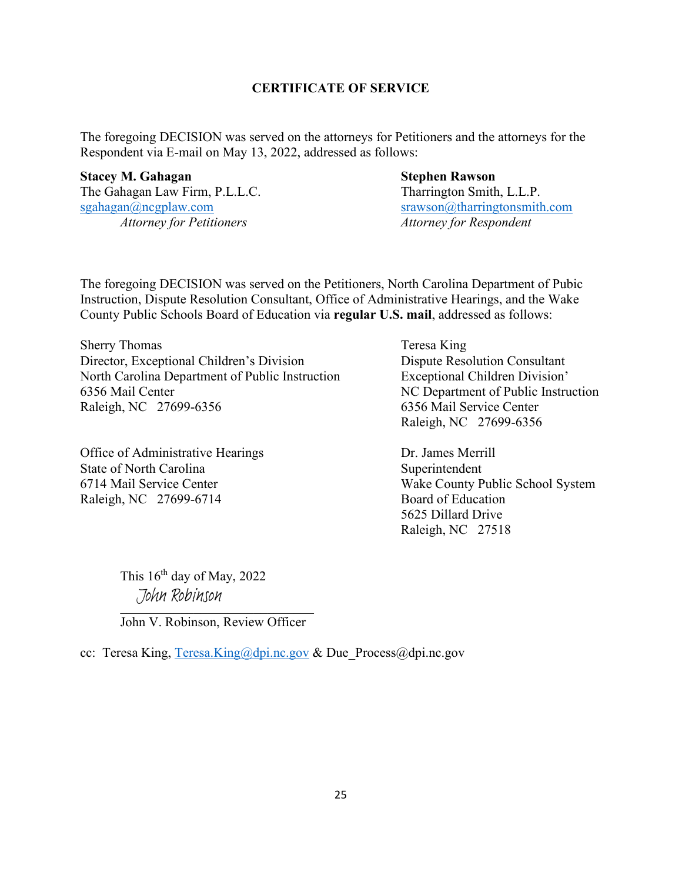## CERTIFICATE OF SERVICE

The foregoing DECISION was served on the attorneys for Petitioners and the attorneys for the Respondent via E-mail on May 13, 2022, addressed as follows:

**Stacey M. Gahagan**
The Gahagan Law Firm, P.L.L.C.
sgahagan@ncgplaw.com
*Attorney for Petitioners*

**Stephen Rawson**
Tharrington Smith, L.L.P.
srawson@tharringtonsmith.com
*Attorney for Respondent*

The foregoing DECISION was served on the Petitioners, North Carolina Department of Pubic Instruction, Dispute Resolution Consultant, Office of Administrative Hearings, and the Wake County Public Schools Board of Education via **regular U.S. mail**, addressed as follows:

Sherry Thomas
Director, Exceptional Children's Division
North Carolina Department of Public Instruction
6356 Mail Center
Raleigh, NC 27699-6356

Teresa King
Dispute Resolution Consultant
Exceptional Children Division'
NC Department of Public Instruction
6356 Mail Service Center
Raleigh, NC 27699-6356

Office of Administrative Hearings
State of North Carolina
6714 Mail Service Center
Raleigh, NC 27699-6714

Dr. James Merrill
Superintendent
Wake County Public School System
Board of Education
5625 Dillard Drive
Raleigh, NC 27518

This 16th day of May, 2022

*John Robinson*

John V. Robinson, Review Officer

cc: Teresa King, Teresa.King@dpi.nc.gov & Due_Process@dpi.nc.gov